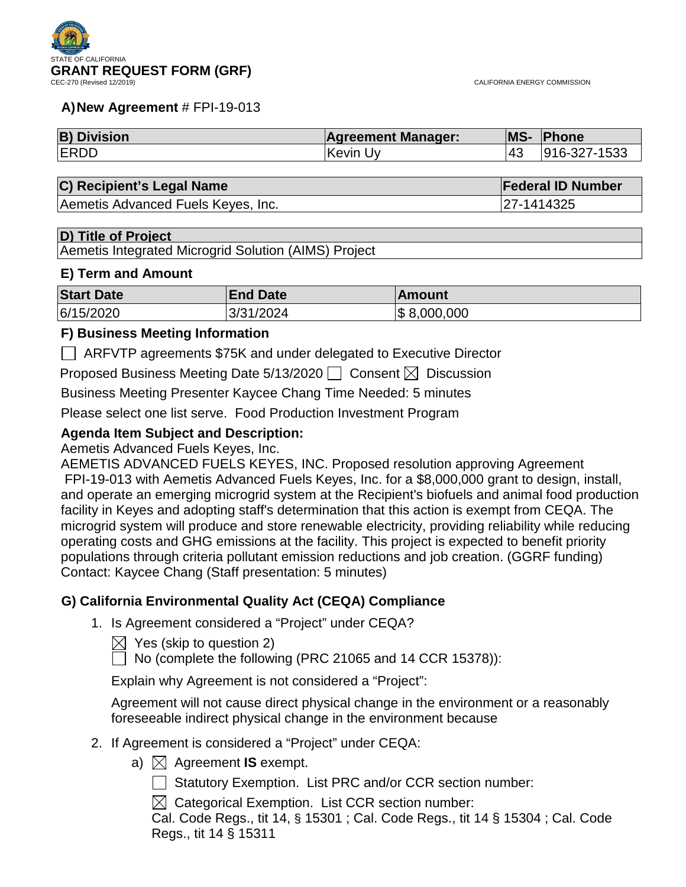STATE OF CALIFORNIA

# GRANT REQUEST FORM (GRF)

CEC-270 (Revised 12/2019)

CALIFORNIA ENERGY COMMISSION

**A) New Agreement** # FPI-19-013

| B) Division | Agreement Manager: | MS- | Phone |
|---|---|---|---|
| ERDD | Kevin Uy | 43 | 916-327-1533 |

| C) Recipient's Legal Name | Federal ID Number |
|---|---|
| Aemetis Advanced Fuels Keyes, Inc. | 27-1414325 |

| D) Title of Project |
|---|
| Aemetis Integrated Microgrid Solution (AIMS) Project |

### E) Term and Amount

| Start Date | End Date | Amount |
|---|---|---|
| 6/15/2020 | 3/31/2024 | $ 8,000,000 |

### F) Business Meeting Information

☐ ARFVTP agreements $75K and under delegated to Executive Director

Proposed Business Meeting Date 5/13/2020 ☐ Consent ☒ Discussion

Business Meeting Presenter Kaycee Chang Time Needed: 5 minutes

Please select one list serve. Food Production Investment Program

**Agenda Item Subject and Description:**

Aemetis Advanced Fuels Keyes, Inc.

AEMETIS ADVANCED FUELS KEYES, INC. Proposed resolution approving Agreement FPI-19-013 with Aemetis Advanced Fuels Keyes, Inc. for a $8,000,000 grant to design, install, and operate an emerging microgrid system at the Recipient's biofuels and animal food production facility in Keyes and adopting staff's determination that this action is exempt from CEQA. The microgrid system will produce and store renewable electricity, providing reliability while reducing operating costs and GHG emissions at the facility. This project is expected to benefit priority populations through criteria pollutant emission reductions and job creation. (GGRF funding) Contact: Kaycee Chang (Staff presentation: 5 minutes)

### G) California Environmental Quality Act (CEQA) Compliance

1. Is Agreement considered a "Project" under CEQA?

   ☒ Yes (skip to question 2)

   ☐ No (complete the following (PRC 21065 and 14 CCR 15378)):

   Explain why Agreement is not considered a "Project":

   Agreement will not cause direct physical change in the environment or a reasonably foreseeable indirect physical change in the environment because

2. If Agreement is considered a "Project" under CEQA:

   a) ☒ Agreement **IS** exempt.

      ☐ Statutory Exemption. List PRC and/or CCR section number:

      ☒ Categorical Exemption. List CCR section number:
      Cal. Code Regs., tit 14, § 15301 ; Cal. Code Regs., tit 14 § 15304 ; Cal. Code Regs., tit 14 § 15311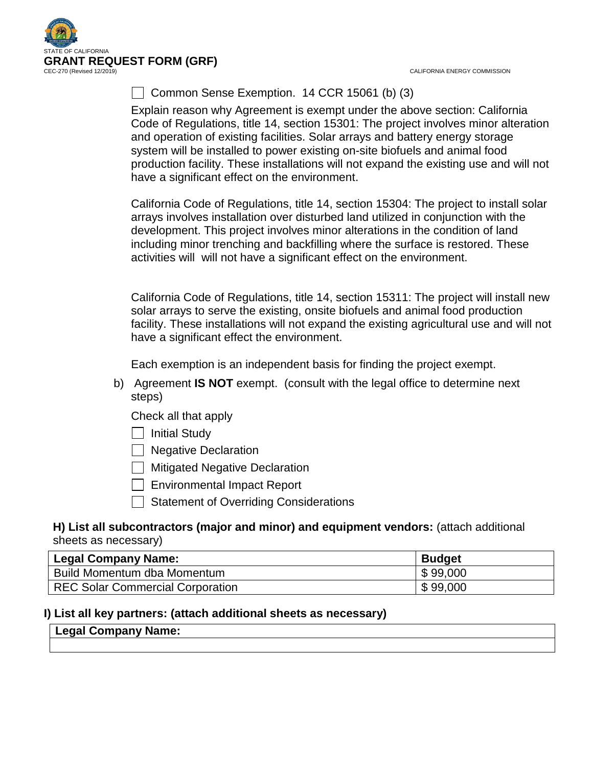- [ ] Common Sense Exemption. 14 CCR 15061 (b) (3)

Explain reason why Agreement is exempt under the above section: California Code of Regulations, title 14, section 15301: The project involves minor alteration and operation of existing facilities. Solar arrays and battery energy storage system will be installed to power existing on-site biofuels and animal food production facility. These installations will not expand the existing use and will not have a significant effect on the environment.

California Code of Regulations, title 14, section 15304: The project to install solar arrays involves installation over disturbed land utilized in conjunction with the development. This project involves minor alterations in the condition of land including minor trenching and backfilling where the surface is restored. These activities will will not have a significant effect on the environment.

California Code of Regulations, title 14, section 15311: The project will install new solar arrays to serve the existing, onsite biofuels and animal food production facility. These installations will not expand the existing agricultural use and will not have a significant effect the environment.

Each exemption is an independent basis for finding the project exempt.

b) Agreement **IS NOT** exempt. (consult with the legal office to determine next steps)

Check all that apply

- [ ] Initial Study
- [ ] Negative Declaration
- [ ] Mitigated Negative Declaration
- [ ] Environmental Impact Report
- [ ] Statement of Overriding Considerations

**H) List all subcontractors (major and minor) and equipment vendors:** (attach additional sheets as necessary)

| Legal Company Name: | Budget |
|---|---|
| Build Momentum dba Momentum | $ 99,000 |
| REC Solar Commercial Corporation | $ 99,000 |

**I) List all key partners: (attach additional sheets as necessary)**

| Legal Company Name: |
|---|
| |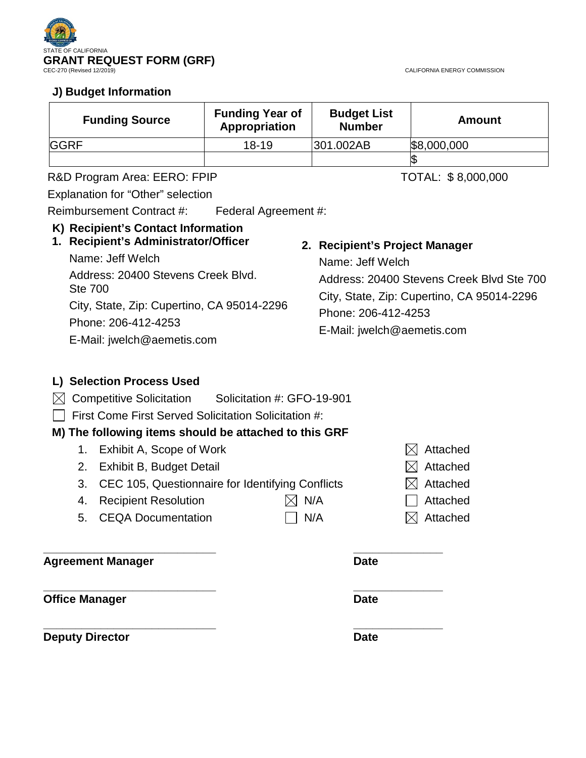STATE OF CALIFORNIA

**GRANT REQUEST FORM (GRF)**

CEC-270 (Revised 12/2019)

CALIFORNIA ENERGY COMMISSION

### J) Budget Information

| Funding Source | Funding Year of Appropriation | Budget List Number | Amount |
|---|---|---|---|
| GGRF | 18-19 | 301.002AB | $8,000,000 |
| | | | $ |

R&D Program Area: EERO: FPIP

TOTAL: $ 8,000,000

Explanation for "Other" selection

Reimbursement Contract #: Federal Agreement #:

### K) Recipient's Contact Information

**1. Recipient's Administrator/Officer**

Name: Jeff Welch

Address: 20400 Stevens Creek Blvd. Ste 700

City, State, Zip: Cupertino, CA 95014-2296

Phone: 206-412-4253

E-Mail: jwelch@aemetis.com

**2. Recipient's Project Manager**

Name: Jeff Welch

Address: 20400 Stevens Creek Blvd Ste 700

City, State, Zip: Cupertino, CA 95014-2296

Phone: 206-412-4253

E-Mail: jwelch@aemetis.com

### L) Selection Process Used

- ☒ Competitive Solicitation Solicitation #: GFO-19-901
- ☐ First Come First Served Solicitation Solicitation #:

### M) The following items should be attached to this GRF

| Item | N/A | Attached |
|---|---|---|
| 1. Exhibit A, Scope of Work | | ☒ Attached |
| 2. Exhibit B, Budget Detail | | ☒ Attached |
| 3. CEC 105, Questionnaire for Identifying Conflicts | | ☒ Attached |
| 4. Recipient Resolution | ☒ N/A | ☐ Attached |
| 5. CEQA Documentation | ☐ N/A | ☒ Attached |

_____________________________ _______________

**Agreement Manager** **Date**

_____________________________ _______________

**Office Manager** **Date**

_____________________________ _______________

**Deputy Director** **Date**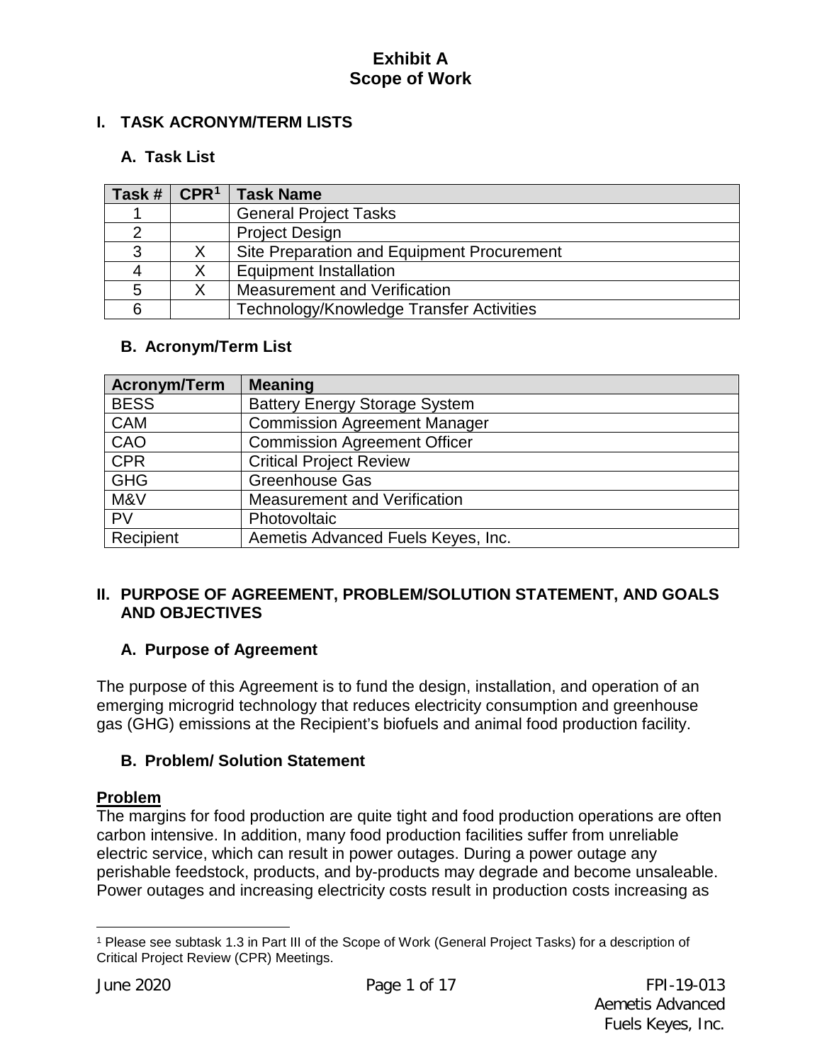# Exhibit A
# Scope of Work

## I. TASK ACRONYM/TERM LISTS

### A. Task List

| Task # | CPR[1] | Task Name |
|---|---|---|
| 1 | | General Project Tasks |
| 2 | | Project Design |
| 3 | X | Site Preparation and Equipment Procurement |
| 4 | X | Equipment Installation |
| 5 | X | Measurement and Verification |
| 6 | | Technology/Knowledge Transfer Activities |

### B. Acronym/Term List

| Acronym/Term | Meaning |
|---|---|
| BESS | Battery Energy Storage System |
| CAM | Commission Agreement Manager |
| CAO | Commission Agreement Officer |
| CPR | Critical Project Review |
| GHG | Greenhouse Gas |
| M&V | Measurement and Verification |
| PV | Photovoltaic |
| Recipient | Aemetis Advanced Fuels Keyes, Inc. |

## II. PURPOSE OF AGREEMENT, PROBLEM/SOLUTION STATEMENT, AND GOALS AND OBJECTIVES

### A. Purpose of Agreement

The purpose of this Agreement is to fund the design, installation, and operation of an emerging microgrid technology that reduces electricity consumption and greenhouse gas (GHG) emissions at the Recipient's biofuels and animal food production facility.

### B. Problem/ Solution Statement

**Problem**

The margins for food production are quite tight and food production operations are often carbon intensive. In addition, many food production facilities suffer from unreliable electric service, which can result in power outages. During a power outage any perishable feedstock, products, and by-products may degrade and become unsaleable. Power outages and increasing electricity costs result in production costs increasing as

[1] Please see subtask 1.3 in Part III of the Scope of Work (General Project Tasks) for a description of Critical Project Review (CPR) Meetings.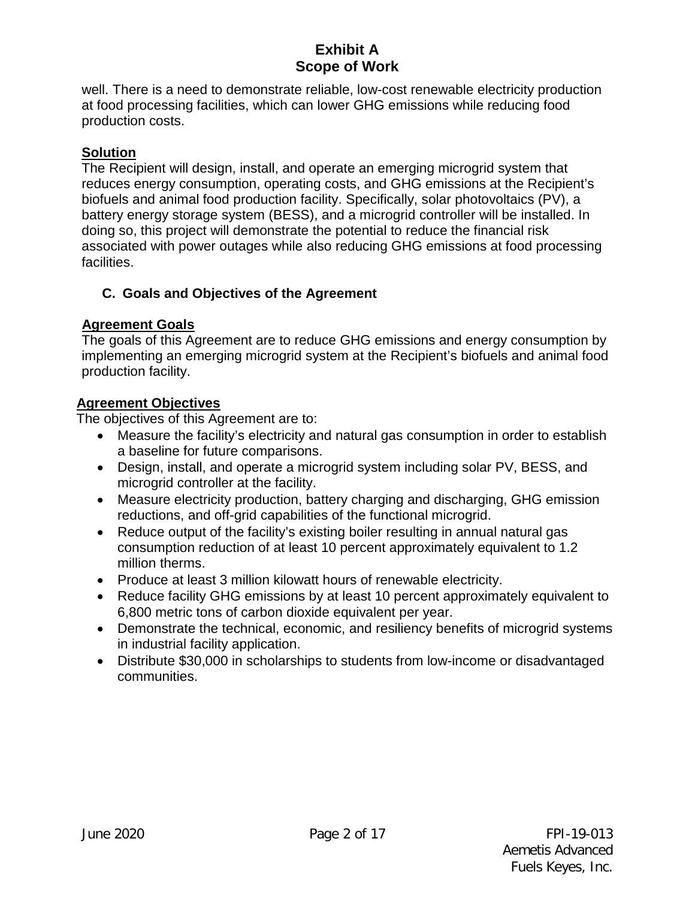well. There is a need to demonstrate reliable, low-cost renewable electricity production at food processing facilities, which can lower GHG emissions while reducing food production costs.

**Solution**

The Recipient will design, install, and operate an emerging microgrid system that reduces energy consumption, operating costs, and GHG emissions at the Recipient's biofuels and animal food production facility. Specifically, solar photovoltaics (PV), a battery energy storage system (BESS), and a microgrid controller will be installed. In doing so, this project will demonstrate the potential to reduce the financial risk associated with power outages while also reducing GHG emissions at food processing facilities.

### C. Goals and Objectives of the Agreement

**Agreement Goals**

The goals of this Agreement are to reduce GHG emissions and energy consumption by implementing an emerging microgrid system at the Recipient's biofuels and animal food production facility.

**Agreement Objectives**

The objectives of this Agreement are to:

- Measure the facility's electricity and natural gas consumption in order to establish a baseline for future comparisons.
- Design, install, and operate a microgrid system including solar PV, BESS, and microgrid controller at the facility.
- Measure electricity production, battery charging and discharging, GHG emission reductions, and off-grid capabilities of the functional microgrid.
- Reduce output of the facility's existing boiler resulting in annual natural gas consumption reduction of at least 10 percent approximately equivalent to 1.2 million therms.
- Produce at least 3 million kilowatt hours of renewable electricity.
- Reduce facility GHG emissions by at least 10 percent approximately equivalent to 6,800 metric tons of carbon dioxide equivalent per year.
- Demonstrate the technical, economic, and resiliency benefits of microgrid systems in industrial facility application.
- Distribute $30,000 in scholarships to students from low-income or disadvantaged communities.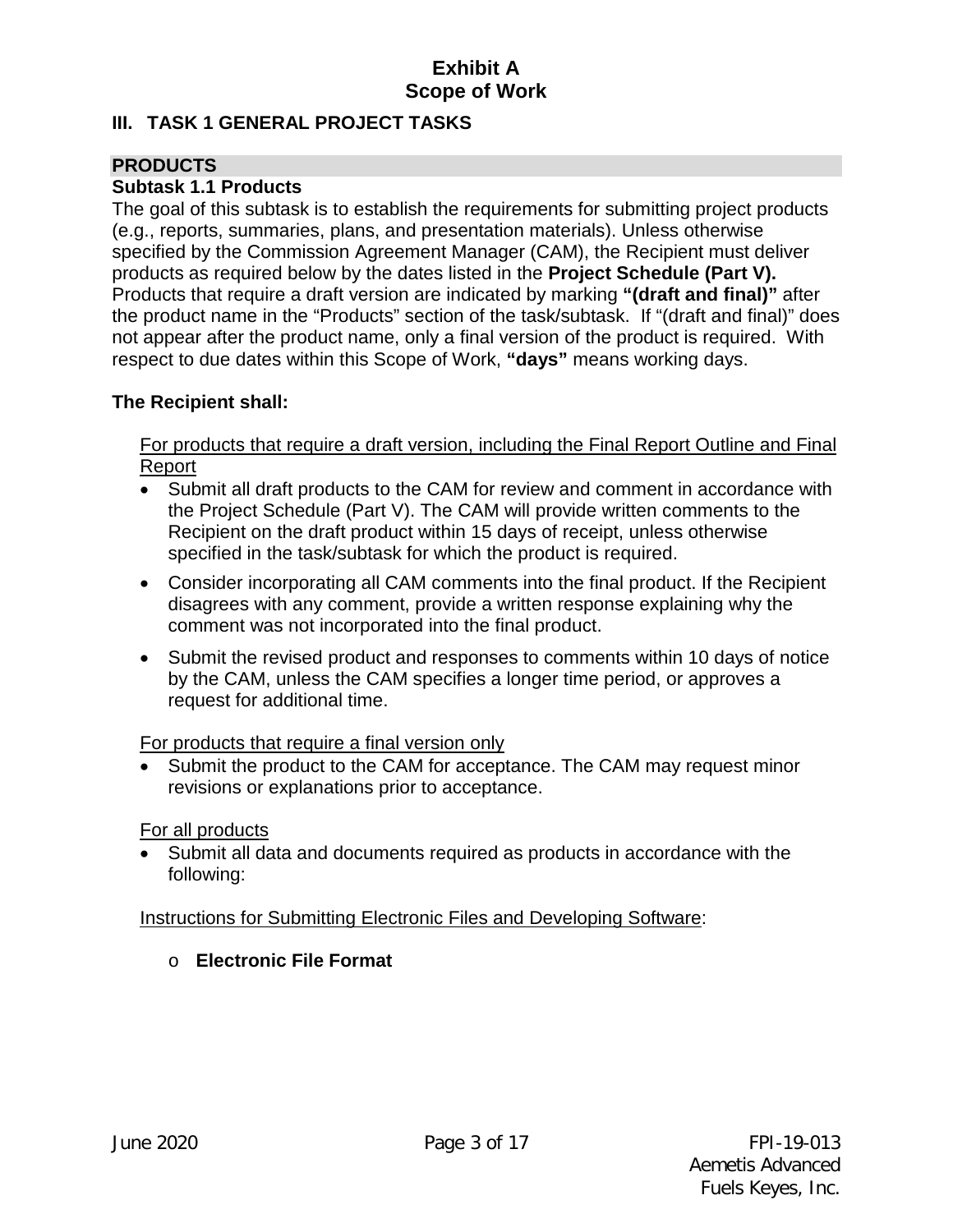## III. TASK 1 GENERAL PROJECT TASKS

### PRODUCTS

**Subtask 1.1 Products**

The goal of this subtask is to establish the requirements for submitting project products (e.g., reports, summaries, plans, and presentation materials). Unless otherwise specified by the Commission Agreement Manager (CAM), the Recipient must deliver products as required below by the dates listed in the **Project Schedule (Part V).** Products that require a draft version are indicated by marking **"(draft and final)"** after the product name in the "Products" section of the task/subtask. If "(draft and final)" does not appear after the product name, only a final version of the product is required. With respect to due dates within this Scope of Work, **"days"** means working days.

**The Recipient shall:**

For products that require a draft version, including the Final Report Outline and Final Report

- Submit all draft products to the CAM for review and comment in accordance with the Project Schedule (Part V). The CAM will provide written comments to the Recipient on the draft product within 15 days of receipt, unless otherwise specified in the task/subtask for which the product is required.
- Consider incorporating all CAM comments into the final product. If the Recipient disagrees with any comment, provide a written response explaining why the comment was not incorporated into the final product.
- Submit the revised product and responses to comments within 10 days of notice by the CAM, unless the CAM specifies a longer time period, or approves a request for additional time.

For products that require a final version only

- Submit the product to the CAM for acceptance. The CAM may request minor revisions or explanations prior to acceptance.

For all products

- Submit all data and documents required as products in accordance with the following:

Instructions for Submitting Electronic Files and Developing Software:

- **Electronic File Format**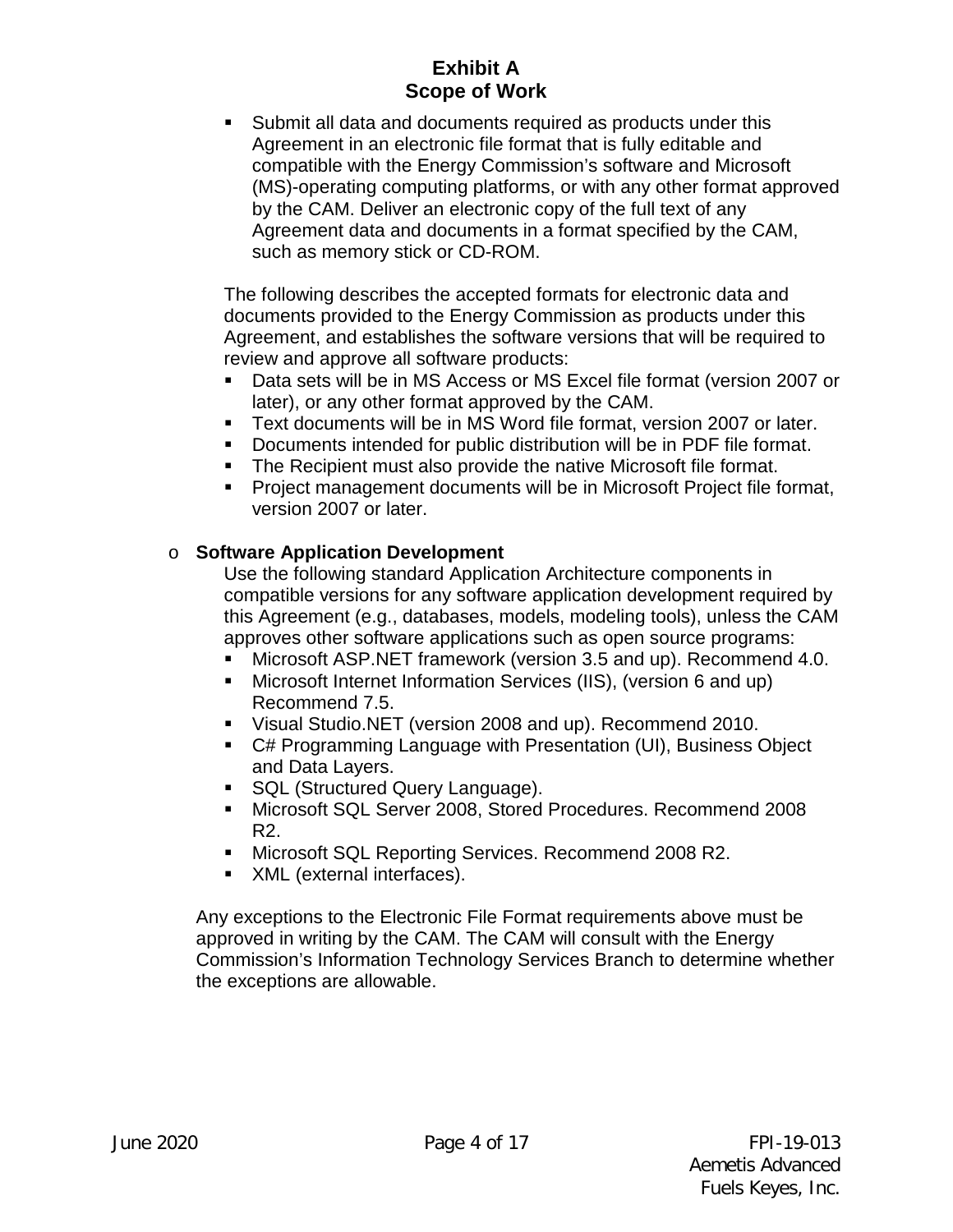- Submit all data and documents required as products under this Agreement in an electronic file format that is fully editable and compatible with the Energy Commission's software and Microsoft (MS)-operating computing platforms, or with any other format approved by the CAM. Deliver an electronic copy of the full text of any Agreement data and documents in a format specified by the CAM, such as memory stick or CD-ROM.

  The following describes the accepted formats for electronic data and documents provided to the Energy Commission as products under this Agreement, and establishes the software versions that will be required to review and approve all software products:

  - Data sets will be in MS Access or MS Excel file format (version 2007 or later), or any other format approved by the CAM.
  - Text documents will be in MS Word file format, version 2007 or later.
  - Documents intended for public distribution will be in PDF file format.
  - The Recipient must also provide the native Microsoft file format.
  - Project management documents will be in Microsoft Project file format, version 2007 or later.

- **Software Application Development**

  Use the following standard Application Architecture components in compatible versions for any software application development required by this Agreement (e.g., databases, models, modeling tools), unless the CAM approves other software applications such as open source programs:

  - Microsoft ASP.NET framework (version 3.5 and up). Recommend 4.0.
  - Microsoft Internet Information Services (IIS), (version 6 and up) Recommend 7.5.
  - Visual Studio.NET (version 2008 and up). Recommend 2010.
  - C# Programming Language with Presentation (UI), Business Object and Data Layers.
  - SQL (Structured Query Language).
  - Microsoft SQL Server 2008, Stored Procedures. Recommend 2008 R2.
  - Microsoft SQL Reporting Services. Recommend 2008 R2.
  - XML (external interfaces).

  Any exceptions to the Electronic File Format requirements above must be approved in writing by the CAM. The CAM will consult with the Energy Commission's Information Technology Services Branch to determine whether the exceptions are allowable.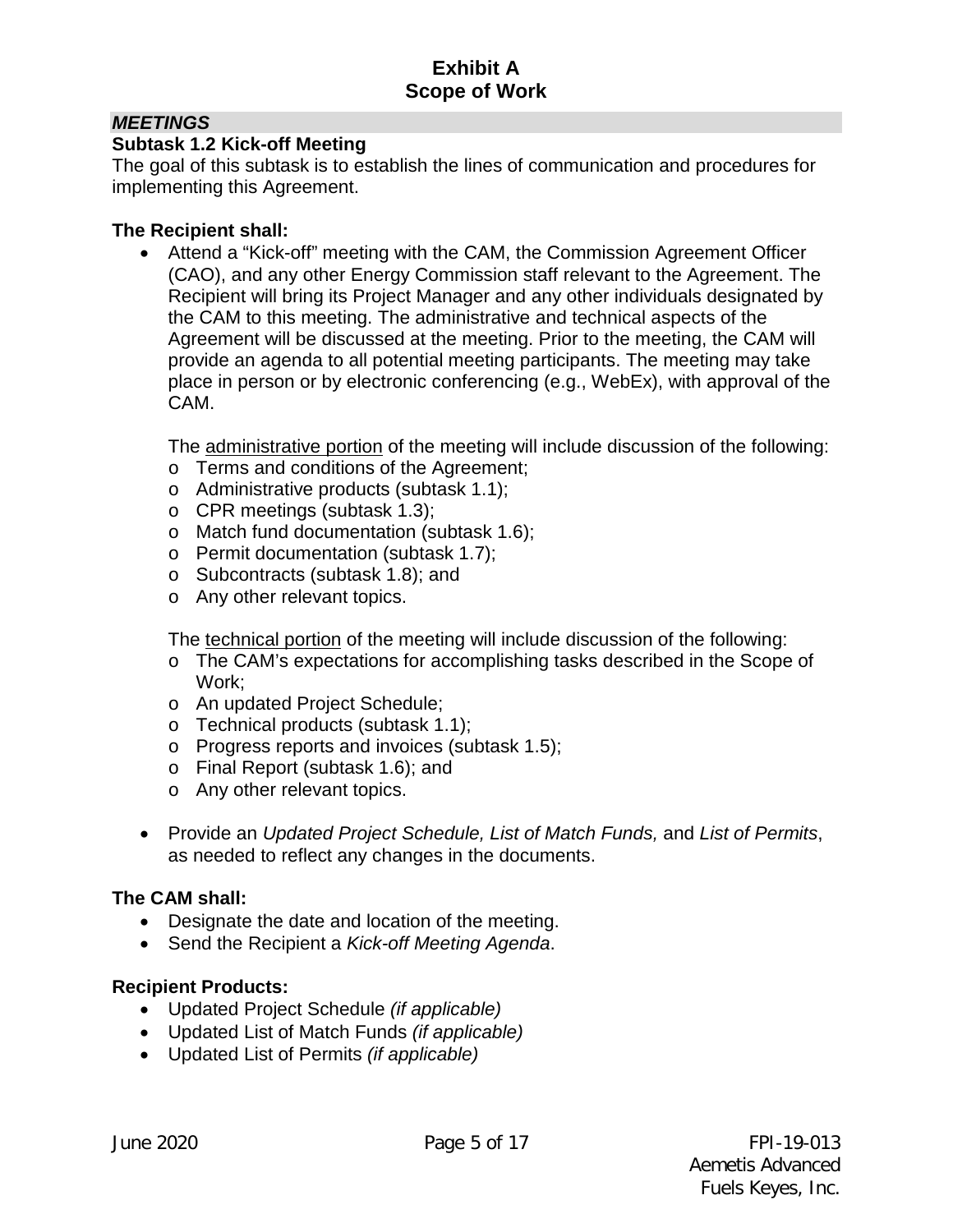## *MEETINGS*

### Subtask 1.2 Kick-off Meeting

The goal of this subtask is to establish the lines of communication and procedures for implementing this Agreement.

**The Recipient shall:**

- Attend a "Kick-off" meeting with the CAM, the Commission Agreement Officer (CAO), and any other Energy Commission staff relevant to the Agreement. The Recipient will bring its Project Manager and any other individuals designated by the CAM to this meeting. The administrative and technical aspects of the Agreement will be discussed at the meeting. Prior to the meeting, the CAM will provide an agenda to all potential meeting participants. The meeting may take place in person or by electronic conferencing (e.g., WebEx), with approval of the CAM.

  The administrative portion of the meeting will include discussion of the following:
  - Terms and conditions of the Agreement;
  - Administrative products (subtask 1.1);
  - CPR meetings (subtask 1.3);
  - Match fund documentation (subtask 1.6);
  - Permit documentation (subtask 1.7);
  - Subcontracts (subtask 1.8); and
  - Any other relevant topics.

  The technical portion of the meeting will include discussion of the following:
  - The CAM's expectations for accomplishing tasks described in the Scope of Work;
  - An updated Project Schedule;
  - Technical products (subtask 1.1);
  - Progress reports and invoices (subtask 1.5);
  - Final Report (subtask 1.6); and
  - Any other relevant topics.

- Provide an *Updated Project Schedule, List of Match Funds,* and *List of Permits*, as needed to reflect any changes in the documents.

**The CAM shall:**

- Designate the date and location of the meeting.
- Send the Recipient a *Kick-off Meeting Agenda*.

**Recipient Products:**

- Updated Project Schedule *(if applicable)*
- Updated List of Match Funds *(if applicable)*
- Updated List of Permits *(if applicable)*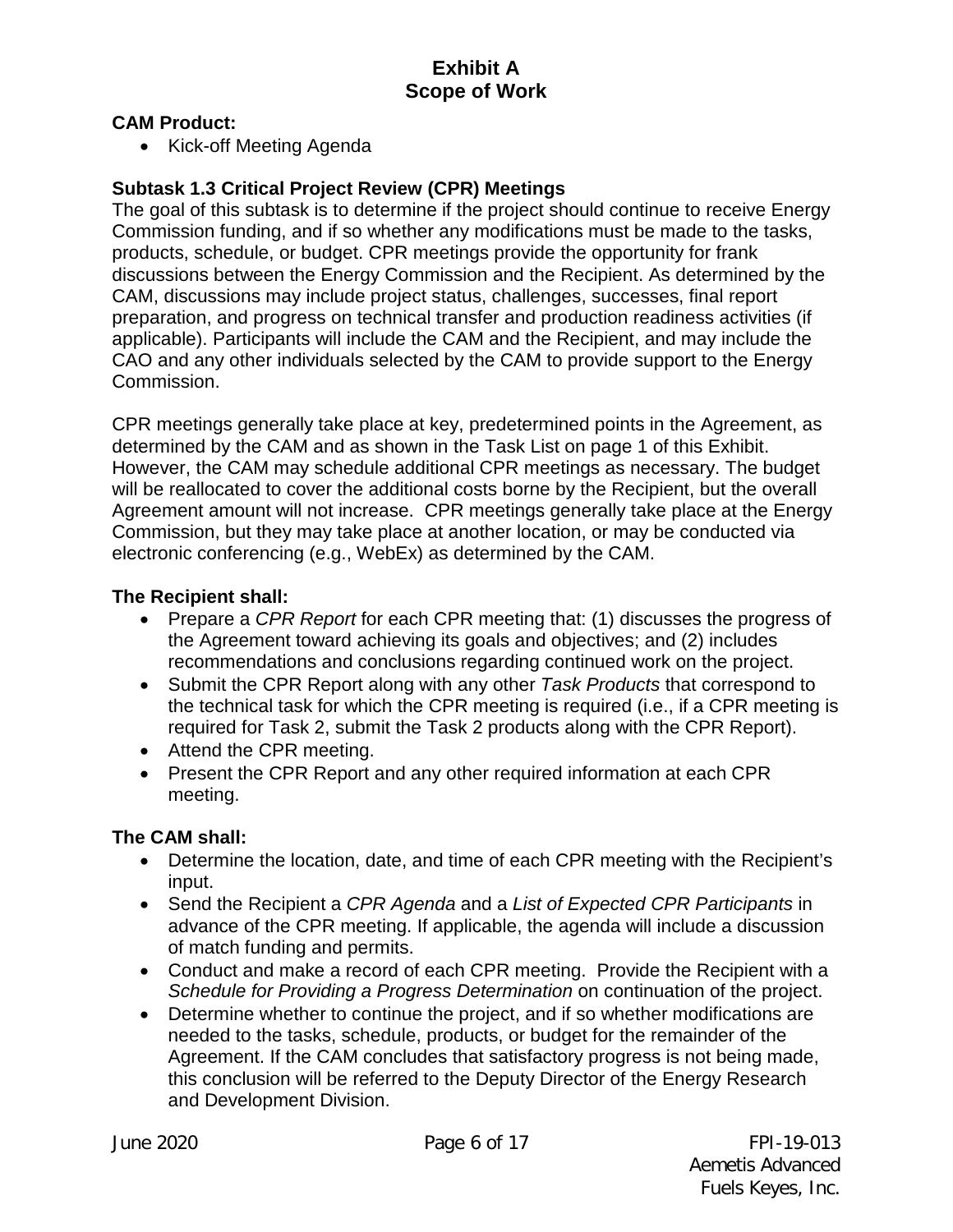**CAM Product:**

- Kick-off Meeting Agenda

**Subtask 1.3 Critical Project Review (CPR) Meetings**

The goal of this subtask is to determine if the project should continue to receive Energy Commission funding, and if so whether any modifications must be made to the tasks, products, schedule, or budget. CPR meetings provide the opportunity for frank discussions between the Energy Commission and the Recipient. As determined by the CAM, discussions may include project status, challenges, successes, final report preparation, and progress on technical transfer and production readiness activities (if applicable). Participants will include the CAM and the Recipient, and may include the CAO and any other individuals selected by the CAM to provide support to the Energy Commission.

CPR meetings generally take place at key, predetermined points in the Agreement, as determined by the CAM and as shown in the Task List on page 1 of this Exhibit. However, the CAM may schedule additional CPR meetings as necessary. The budget will be reallocated to cover the additional costs borne by the Recipient, but the overall Agreement amount will not increase. CPR meetings generally take place at the Energy Commission, but they may take place at another location, or may be conducted via electronic conferencing (e.g., WebEx) as determined by the CAM.

**The Recipient shall:**

- Prepare a *CPR Report* for each CPR meeting that: (1) discusses the progress of the Agreement toward achieving its goals and objectives; and (2) includes recommendations and conclusions regarding continued work on the project.
- Submit the CPR Report along with any other *Task Products* that correspond to the technical task for which the CPR meeting is required (i.e., if a CPR meeting is required for Task 2, submit the Task 2 products along with the CPR Report).
- Attend the CPR meeting.
- Present the CPR Report and any other required information at each CPR meeting.

**The CAM shall:**

- Determine the location, date, and time of each CPR meeting with the Recipient's input.
- Send the Recipient a *CPR Agenda* and a *List of Expected CPR Participants* in advance of the CPR meeting. If applicable, the agenda will include a discussion of match funding and permits.
- Conduct and make a record of each CPR meeting. Provide the Recipient with a *Schedule for Providing a Progress Determination* on continuation of the project.
- Determine whether to continue the project, and if so whether modifications are needed to the tasks, schedule, products, or budget for the remainder of the Agreement. If the CAM concludes that satisfactory progress is not being made, this conclusion will be referred to the Deputy Director of the Energy Research and Development Division.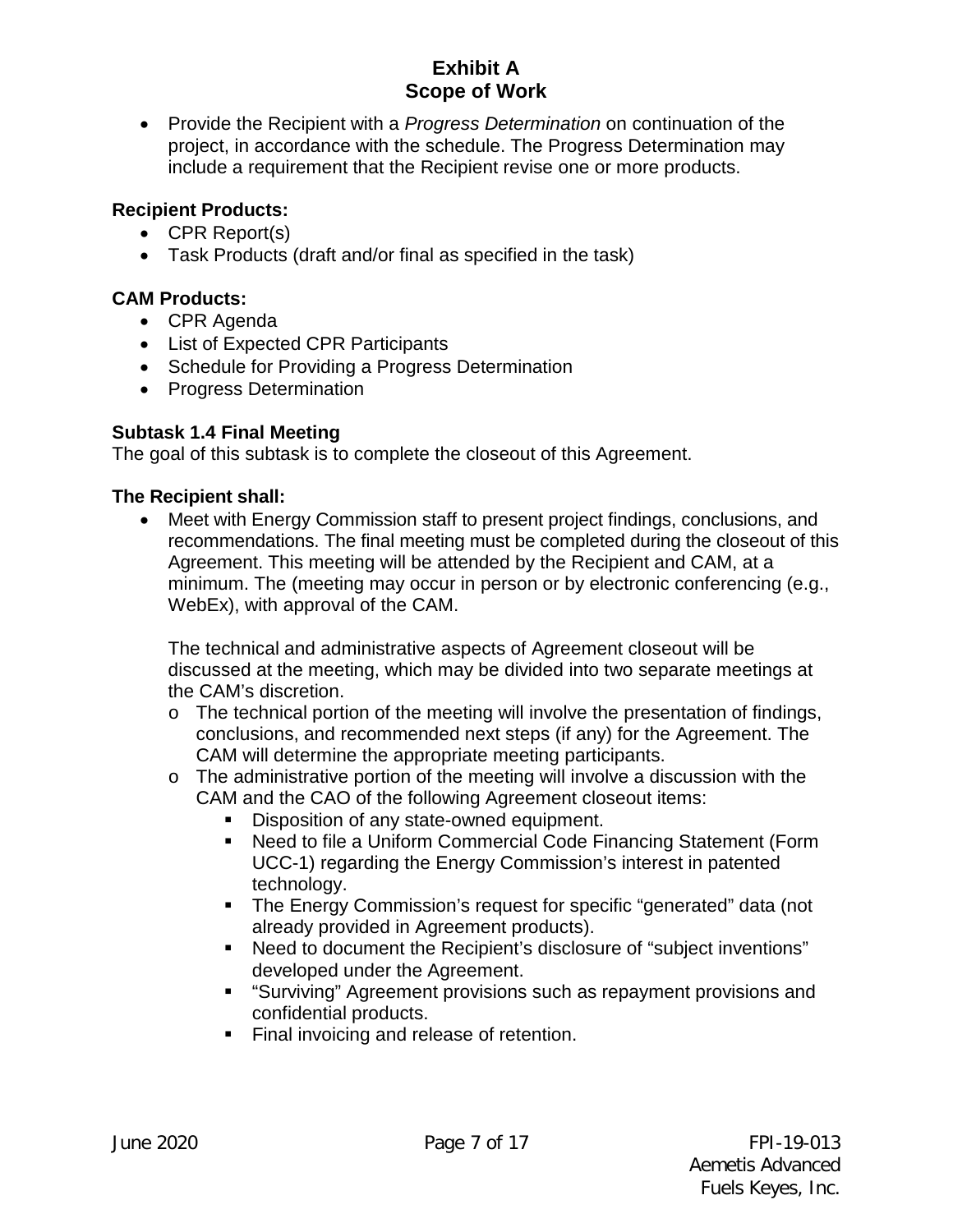- Provide the Recipient with a *Progress Determination* on continuation of the project, in accordance with the schedule. The Progress Determination may include a requirement that the Recipient revise one or more products.

**Recipient Products:**

- CPR Report(s)
- Task Products (draft and/or final as specified in the task)

**CAM Products:**

- CPR Agenda
- List of Expected CPR Participants
- Schedule for Providing a Progress Determination
- Progress Determination

**Subtask 1.4 Final Meeting**

The goal of this subtask is to complete the closeout of this Agreement.

**The Recipient shall:**

- Meet with Energy Commission staff to present project findings, conclusions, and recommendations. The final meeting must be completed during the closeout of this Agreement. This meeting will be attended by the Recipient and CAM, at a minimum. The (meeting may occur in person or by electronic conferencing (e.g., WebEx), with approval of the CAM.

  The technical and administrative aspects of Agreement closeout will be discussed at the meeting, which may be divided into two separate meetings at the CAM's discretion.

  - The technical portion of the meeting will involve the presentation of findings, conclusions, and recommended next steps (if any) for the Agreement. The CAM will determine the appropriate meeting participants.
  - The administrative portion of the meeting will involve a discussion with the CAM and the CAO of the following Agreement closeout items:
    - Disposition of any state-owned equipment.
    - Need to file a Uniform Commercial Code Financing Statement (Form UCC-1) regarding the Energy Commission's interest in patented technology.
    - The Energy Commission's request for specific "generated" data (not already provided in Agreement products).
    - Need to document the Recipient's disclosure of "subject inventions" developed under the Agreement.
    - "Surviving" Agreement provisions such as repayment provisions and confidential products.
    - Final invoicing and release of retention.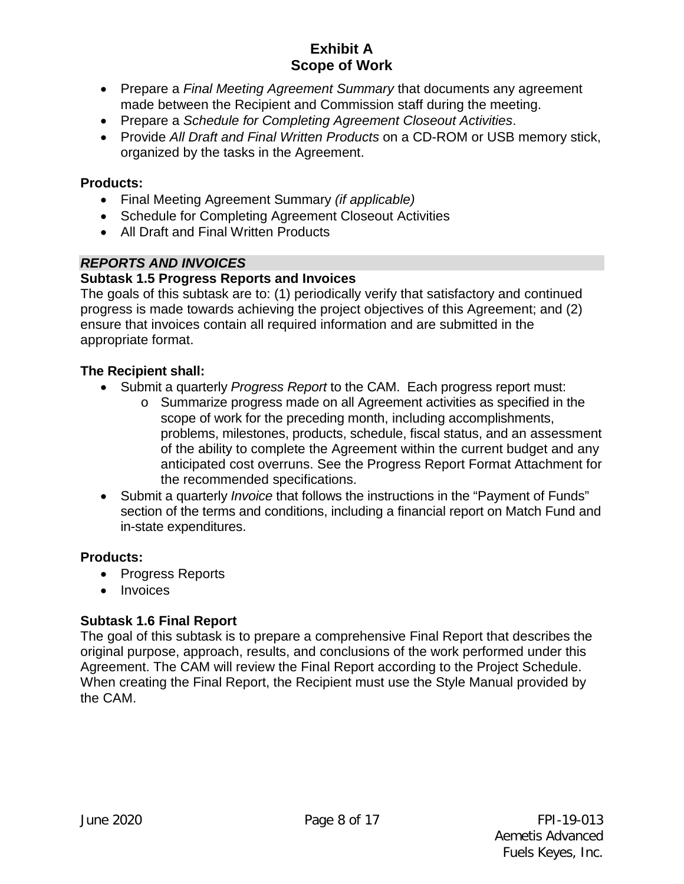- Prepare a *Final Meeting Agreement Summary* that documents any agreement made between the Recipient and Commission staff during the meeting.
- Prepare a *Schedule for Completing Agreement Closeout Activities*.
- Provide *All Draft and Final Written Products* on a CD-ROM or USB memory stick, organized by the tasks in the Agreement.

**Products:**

- Final Meeting Agreement Summary *(if applicable)*
- Schedule for Completing Agreement Closeout Activities
- All Draft and Final Written Products

***REPORTS AND INVOICES***

**Subtask 1.5 Progress Reports and Invoices**

The goals of this subtask are to: (1) periodically verify that satisfactory and continued progress is made towards achieving the project objectives of this Agreement; and (2) ensure that invoices contain all required information and are submitted in the appropriate format.

**The Recipient shall:**

- Submit a quarterly *Progress Report* to the CAM. Each progress report must:
  - Summarize progress made on all Agreement activities as specified in the scope of work for the preceding month, including accomplishments, problems, milestones, products, schedule, fiscal status, and an assessment of the ability to complete the Agreement within the current budget and any anticipated cost overruns. See the Progress Report Format Attachment for the recommended specifications.
- Submit a quarterly *Invoice* that follows the instructions in the "Payment of Funds" section of the terms and conditions, including a financial report on Match Fund and in-state expenditures.

**Products:**

- Progress Reports
- Invoices

**Subtask 1.6 Final Report**

The goal of this subtask is to prepare a comprehensive Final Report that describes the original purpose, approach, results, and conclusions of the work performed under this Agreement. The CAM will review the Final Report according to the Project Schedule. When creating the Final Report, the Recipient must use the Style Manual provided by the CAM.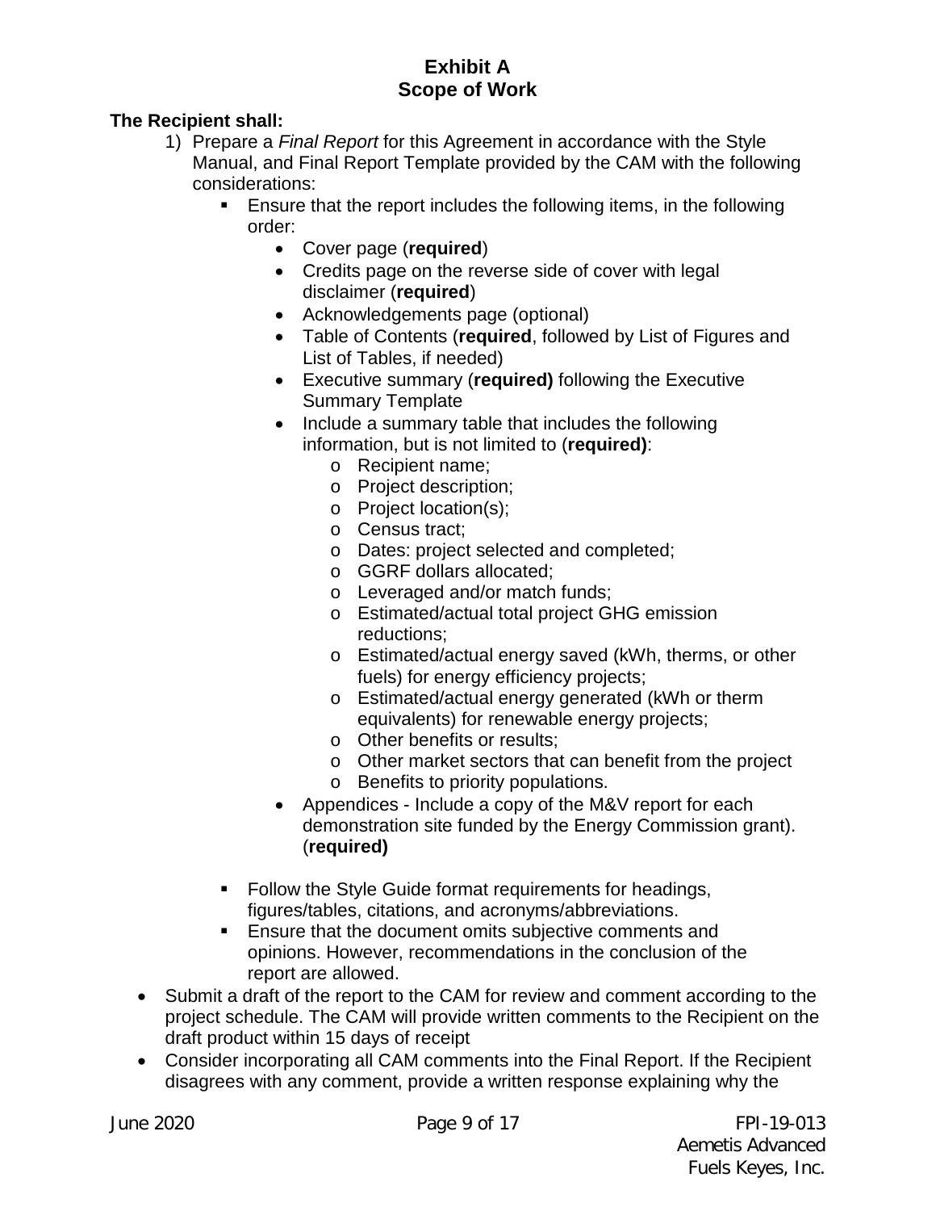**Exhibit A**
**Scope of Work**

**The Recipient shall:**

1) Prepare a *Final Report* for this Agreement in accordance with the Style Manual, and Final Report Template provided by the CAM with the following considerations:
   - Ensure that the report includes the following items, in the following order:
     - Cover page (**required**)
     - Credits page on the reverse side of cover with legal disclaimer (**required**)
     - Acknowledgements page (optional)
     - Table of Contents (**required**, followed by List of Figures and List of Tables, if needed)
     - Executive summary (**required)** following the Executive Summary Template
     - Include a summary table that includes the following information, but is not limited to (**required)**:
       - Recipient name;
       - Project description;
       - Project location(s);
       - Census tract;
       - Dates: project selected and completed;
       - GGRF dollars allocated;
       - Leveraged and/or match funds;
       - Estimated/actual total project GHG emission reductions;
       - Estimated/actual energy saved (kWh, therms, or other fuels) for energy efficiency projects;
       - Estimated/actual energy generated (kWh or therm equivalents) for renewable energy projects;
       - Other benefits or results;
       - Other market sectors that can benefit from the project
       - Benefits to priority populations.
     - Appendices - Include a copy of the M&V report for each demonstration site funded by the Energy Commission grant). (**required)**
   - Follow the Style Guide format requirements for headings, figures/tables, citations, and acronyms/abbreviations.
   - Ensure that the document omits subjective comments and opinions. However, recommendations in the conclusion of the report are allowed.

- Submit a draft of the report to the CAM for review and comment according to the project schedule. The CAM will provide written comments to the Recipient on the draft product within 15 days of receipt
- Consider incorporating all CAM comments into the Final Report. If the Recipient disagrees with any comment, provide a written response explaining why the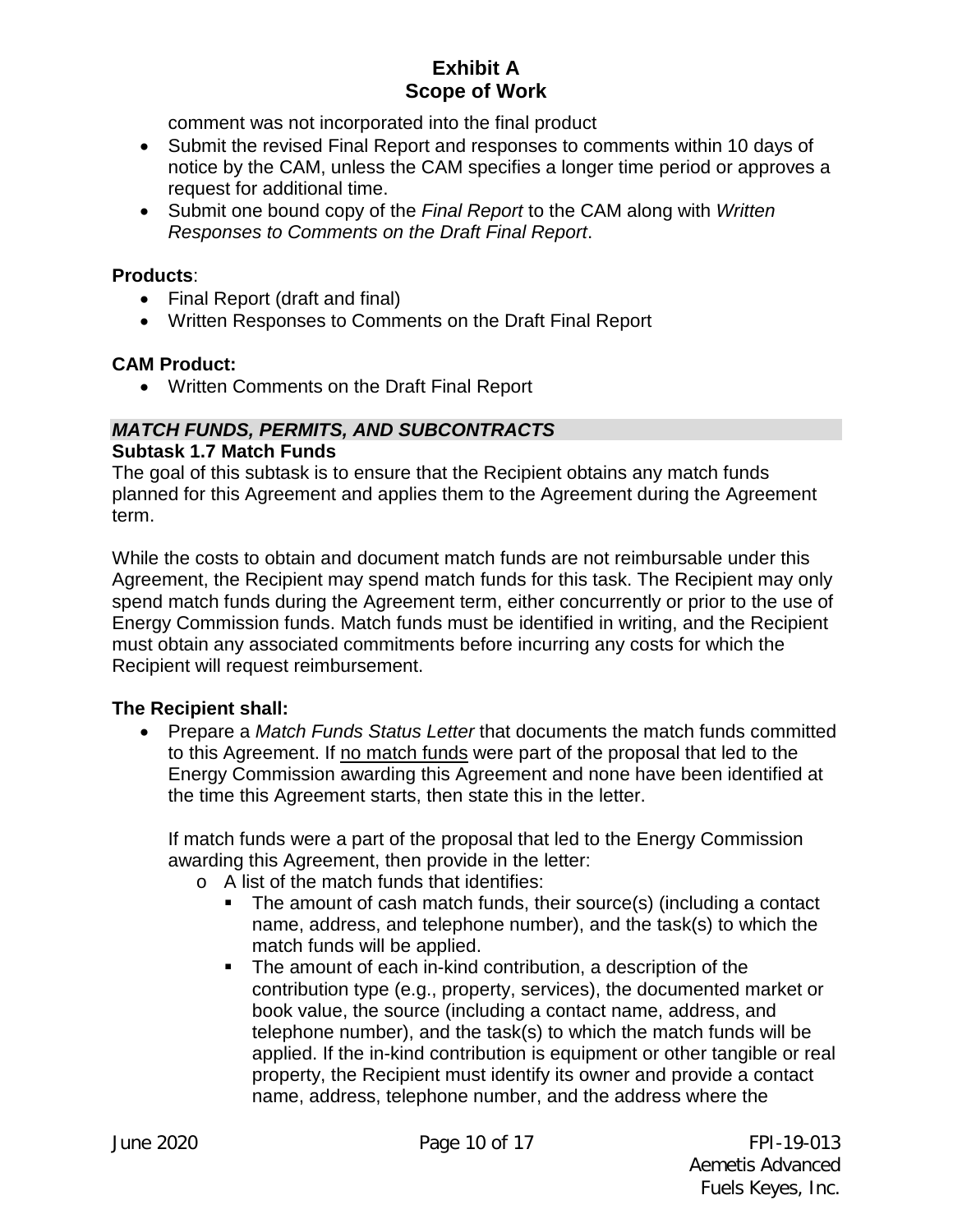comment was not incorporated into the final product

- Submit the revised Final Report and responses to comments within 10 days of notice by the CAM, unless the CAM specifies a longer time period or approves a request for additional time.
- Submit one bound copy of the *Final Report* to the CAM along with *Written Responses to Comments on the Draft Final Report*.

**Products**:

- Final Report (draft and final)
- Written Responses to Comments on the Draft Final Report

**CAM Product:**

- Written Comments on the Draft Final Report

### *MATCH FUNDS, PERMITS, AND SUBCONTRACTS*

**Subtask 1.7 Match Funds**

The goal of this subtask is to ensure that the Recipient obtains any match funds planned for this Agreement and applies them to the Agreement during the Agreement term.

While the costs to obtain and document match funds are not reimbursable under this Agreement, the Recipient may spend match funds for this task. The Recipient may only spend match funds during the Agreement term, either concurrently or prior to the use of Energy Commission funds. Match funds must be identified in writing, and the Recipient must obtain any associated commitments before incurring any costs for which the Recipient will request reimbursement.

**The Recipient shall:**

- Prepare a *Match Funds Status Letter* that documents the match funds committed to this Agreement. If no match funds were part of the proposal that led to the Energy Commission awarding this Agreement and none have been identified at the time this Agreement starts, then state this in the letter.

  If match funds were a part of the proposal that led to the Energy Commission awarding this Agreement, then provide in the letter:
  - A list of the match funds that identifies:
    - The amount of cash match funds, their source(s) (including a contact name, address, and telephone number), and the task(s) to which the match funds will be applied.
    - The amount of each in-kind contribution, a description of the contribution type (e.g., property, services), the documented market or book value, the source (including a contact name, address, and telephone number), and the task(s) to which the match funds will be applied. If the in-kind contribution is equipment or other tangible or real property, the Recipient must identify its owner and provide a contact name, address, telephone number, and the address where the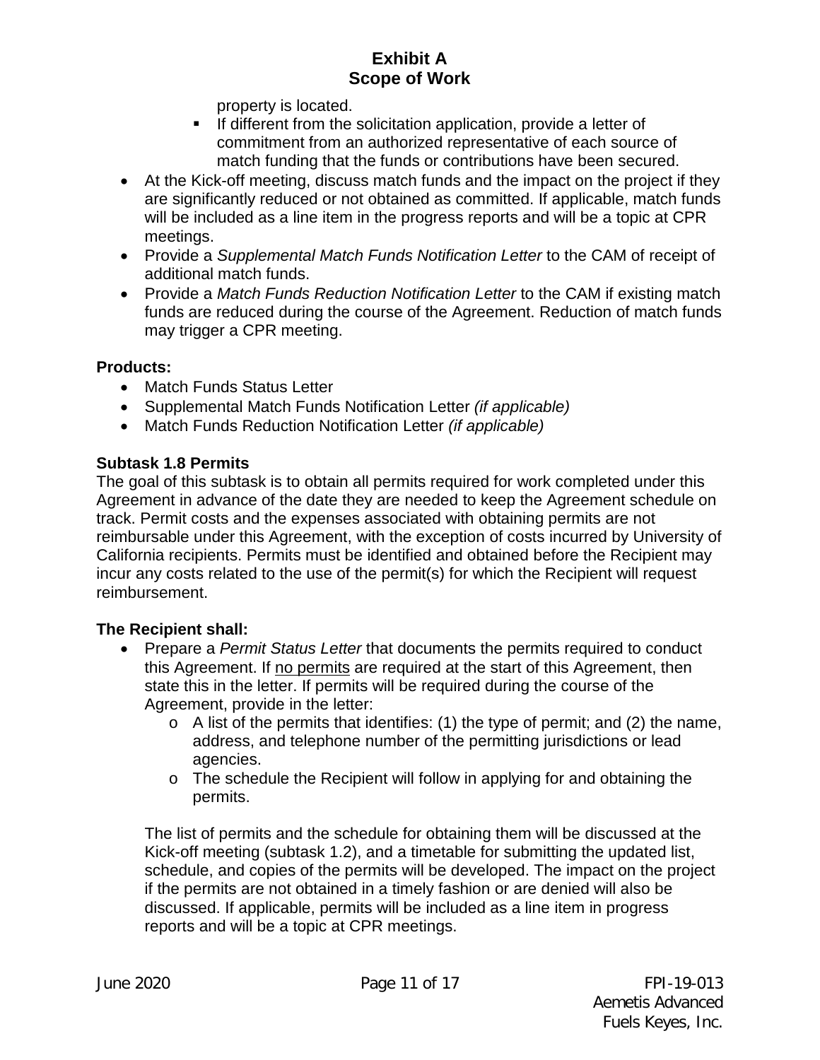property is located.
    - If different from the solicitation application, provide a letter of commitment from an authorized representative of each source of match funding that the funds or contributions have been secured.
- At the Kick-off meeting, discuss match funds and the impact on the project if they are significantly reduced or not obtained as committed. If applicable, match funds will be included as a line item in the progress reports and will be a topic at CPR meetings.
- Provide a *Supplemental Match Funds Notification Letter* to the CAM of receipt of additional match funds.
- Provide a *Match Funds Reduction Notification Letter* to the CAM if existing match funds are reduced during the course of the Agreement. Reduction of match funds may trigger a CPR meeting.

**Products:**

- Match Funds Status Letter
- Supplemental Match Funds Notification Letter *(if applicable)*
- Match Funds Reduction Notification Letter *(if applicable)*

**Subtask 1.8 Permits**

The goal of this subtask is to obtain all permits required for work completed under this Agreement in advance of the date they are needed to keep the Agreement schedule on track. Permit costs and the expenses associated with obtaining permits are not reimbursable under this Agreement, with the exception of costs incurred by University of California recipients. Permits must be identified and obtained before the Recipient may incur any costs related to the use of the permit(s) for which the Recipient will request reimbursement.

**The Recipient shall:**

- Prepare a *Permit Status Letter* that documents the permits required to conduct this Agreement. If <u>no permits</u> are required at the start of this Agreement, then state this in the letter. If permits will be required during the course of the Agreement, provide in the letter:
    - A list of the permits that identifies: (1) the type of permit; and (2) the name, address, and telephone number of the permitting jurisdictions or lead agencies.
    - The schedule the Recipient will follow in applying for and obtaining the permits.

  The list of permits and the schedule for obtaining them will be discussed at the Kick-off meeting (subtask 1.2), and a timetable for submitting the updated list, schedule, and copies of the permits will be developed. The impact on the project if the permits are not obtained in a timely fashion or are denied will also be discussed. If applicable, permits will be included as a line item in progress reports and will be a topic at CPR meetings.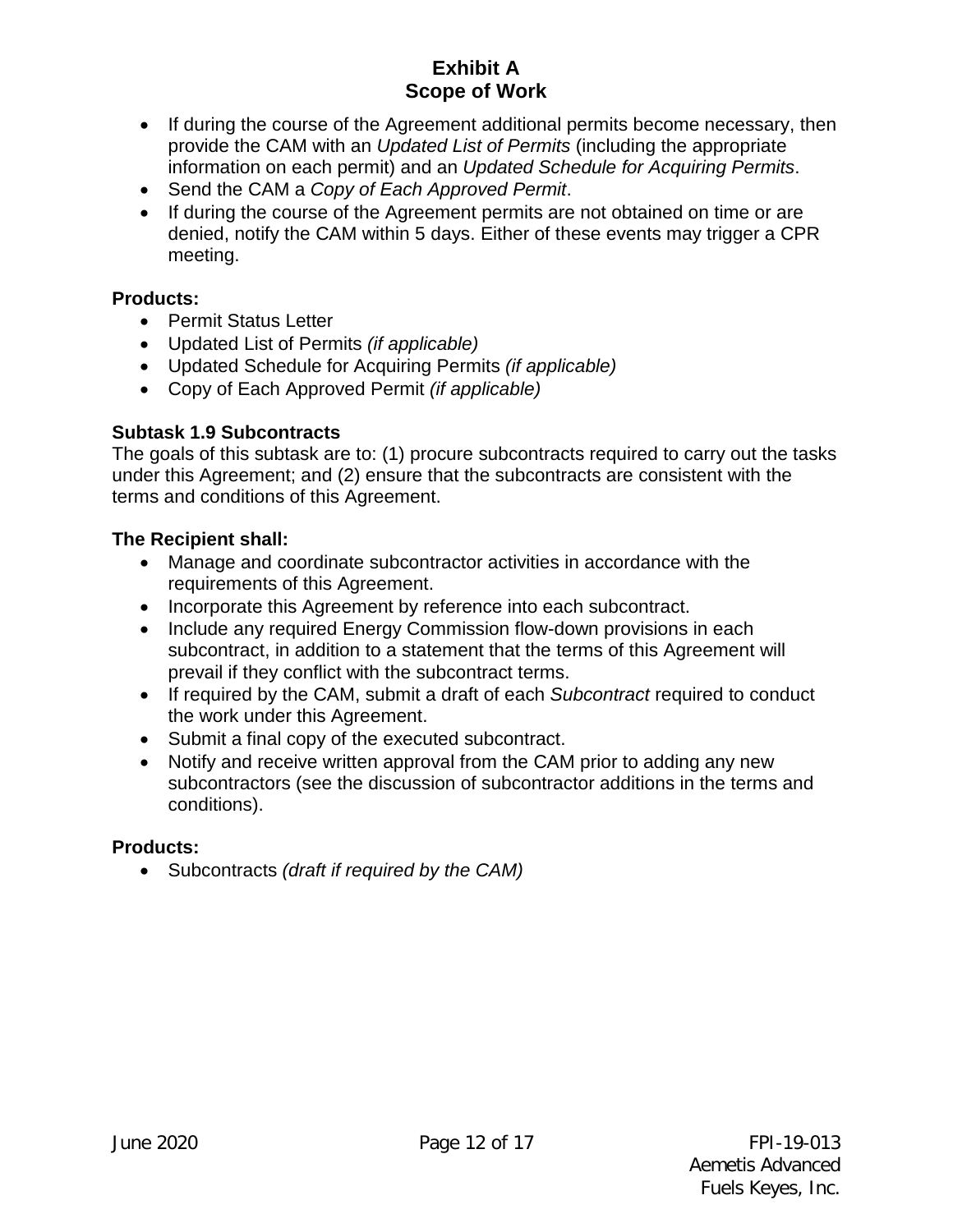- If during the course of the Agreement additional permits become necessary, then provide the CAM with an *Updated List of Permits* (including the appropriate information on each permit) and an *Updated Schedule for Acquiring Permits*.
- Send the CAM a *Copy of Each Approved Permit*.
- If during the course of the Agreement permits are not obtained on time or are denied, notify the CAM within 5 days. Either of these events may trigger a CPR meeting.

**Products:**

- Permit Status Letter
- Updated List of Permits *(if applicable)*
- Updated Schedule for Acquiring Permits *(if applicable)*
- Copy of Each Approved Permit *(if applicable)*

**Subtask 1.9 Subcontracts**

The goals of this subtask are to: (1) procure subcontracts required to carry out the tasks under this Agreement; and (2) ensure that the subcontracts are consistent with the terms and conditions of this Agreement.

**The Recipient shall:**

- Manage and coordinate subcontractor activities in accordance with the requirements of this Agreement.
- Incorporate this Agreement by reference into each subcontract.
- Include any required Energy Commission flow-down provisions in each subcontract, in addition to a statement that the terms of this Agreement will prevail if they conflict with the subcontract terms.
- If required by the CAM, submit a draft of each *Subcontract* required to conduct the work under this Agreement.
- Submit a final copy of the executed subcontract.
- Notify and receive written approval from the CAM prior to adding any new subcontractors (see the discussion of subcontractor additions in the terms and conditions).

**Products:**

- Subcontracts *(draft if required by the CAM)*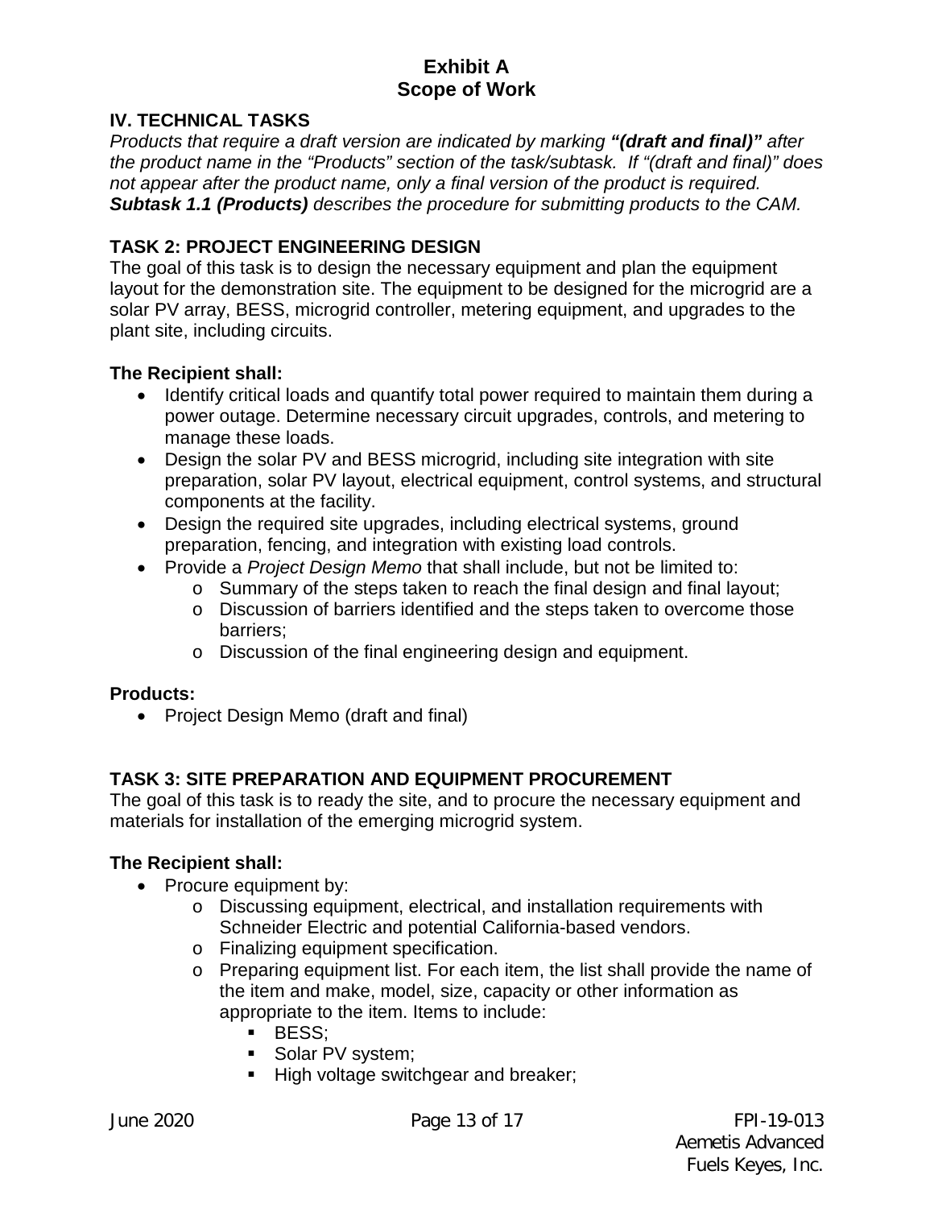# Exhibit A
# Scope of Work

## IV. TECHNICAL TASKS

*Products that require a draft version are indicated by marking* ***"(draft and final)"*** *after the product name in the "Products" section of the task/subtask. If "(draft and final)" does not appear after the product name, only a final version of the product is required.* ***Subtask 1.1 (Products)*** *describes the procedure for submitting products to the CAM.*

### TASK 2: PROJECT ENGINEERING DESIGN

The goal of this task is to design the necessary equipment and plan the equipment layout for the demonstration site. The equipment to be designed for the microgrid are a solar PV array, BESS, microgrid controller, metering equipment, and upgrades to the plant site, including circuits.

**The Recipient shall:**

- Identify critical loads and quantify total power required to maintain them during a power outage. Determine necessary circuit upgrades, controls, and metering to manage these loads.
- Design the solar PV and BESS microgrid, including site integration with site preparation, solar PV layout, electrical equipment, control systems, and structural components at the facility.
- Design the required site upgrades, including electrical systems, ground preparation, fencing, and integration with existing load controls.
- Provide a *Project Design Memo* that shall include, but not be limited to:
  - Summary of the steps taken to reach the final design and final layout;
  - Discussion of barriers identified and the steps taken to overcome those barriers;
  - Discussion of the final engineering design and equipment.

**Products:**

- Project Design Memo (draft and final)

### TASK 3: SITE PREPARATION AND EQUIPMENT PROCUREMENT

The goal of this task is to ready the site, and to procure the necessary equipment and materials for installation of the emerging microgrid system.

**The Recipient shall:**

- Procure equipment by:
  - Discussing equipment, electrical, and installation requirements with Schneider Electric and potential California-based vendors.
  - Finalizing equipment specification.
  - Preparing equipment list. For each item, the list shall provide the name of the item and make, model, size, capacity or other information as appropriate to the item. Items to include:
    - BESS;
    - Solar PV system;
    - High voltage switchgear and breaker;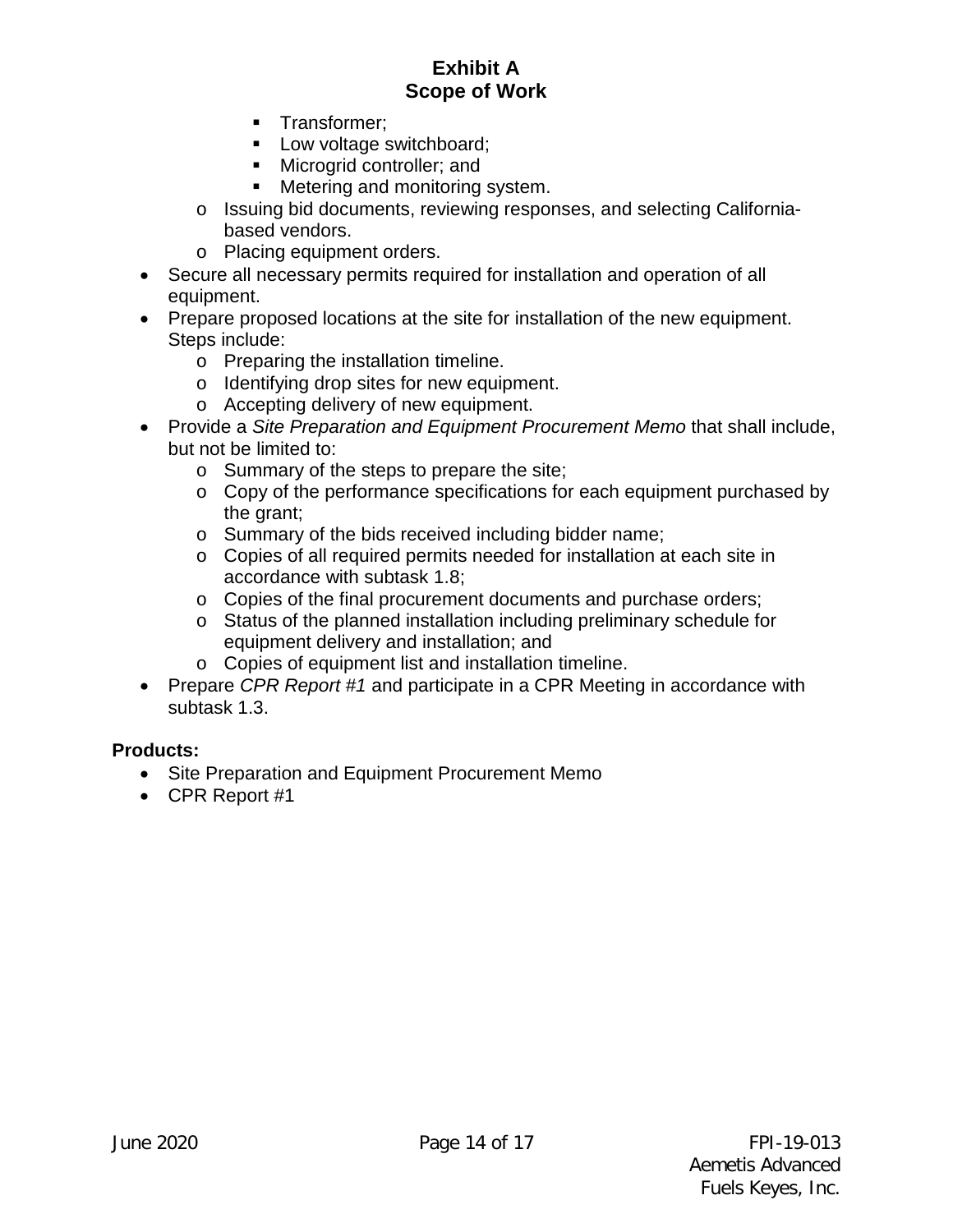- Transformer;
      - Low voltage switchboard;
      - Microgrid controller; and
      - Metering and monitoring system.
  - Issuing bid documents, reviewing responses, and selecting California-based vendors.
  - Placing equipment orders.
- Secure all necessary permits required for installation and operation of all equipment.
- Prepare proposed locations at the site for installation of the new equipment. Steps include:
  - Preparing the installation timeline.
  - Identifying drop sites for new equipment.
  - Accepting delivery of new equipment.
- Provide a *Site Preparation and Equipment Procurement Memo* that shall include, but not be limited to:
  - Summary of the steps to prepare the site;
  - Copy of the performance specifications for each equipment purchased by the grant;
  - Summary of the bids received including bidder name;
  - Copies of all required permits needed for installation at each site in accordance with subtask 1.8;
  - Copies of the final procurement documents and purchase orders;
  - Status of the planned installation including preliminary schedule for equipment delivery and installation; and
  - Copies of equipment list and installation timeline.
- Prepare *CPR Report #1* and participate in a CPR Meeting in accordance with subtask 1.3.

**Products:**

- Site Preparation and Equipment Procurement Memo
- CPR Report #1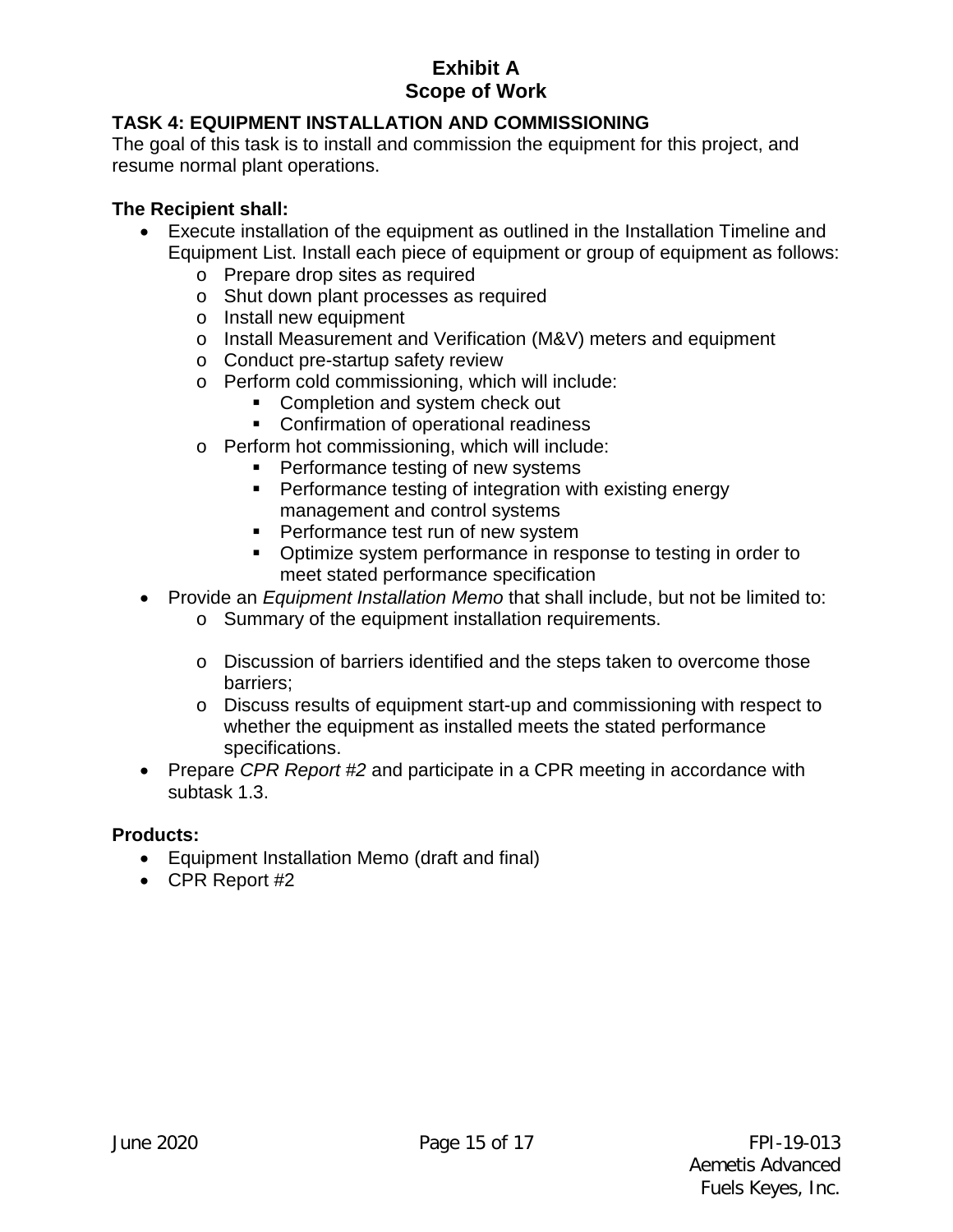# Exhibit A
# Scope of Work

## TASK 4: EQUIPMENT INSTALLATION AND COMMISSIONING

The goal of this task is to install and commission the equipment for this project, and resume normal plant operations.

**The Recipient shall:**

- Execute installation of the equipment as outlined in the Installation Timeline and Equipment List. Install each piece of equipment or group of equipment as follows:
  - Prepare drop sites as required
  - Shut down plant processes as required
  - Install new equipment
  - Install Measurement and Verification (M&V) meters and equipment
  - Conduct pre-startup safety review
  - Perform cold commissioning, which will include:
    - Completion and system check out
    - Confirmation of operational readiness
  - Perform hot commissioning, which will include:
    - Performance testing of new systems
    - Performance testing of integration with existing energy management and control systems
    - Performance test run of new system
    - Optimize system performance in response to testing in order to meet stated performance specification
- Provide an *Equipment Installation Memo* that shall include, but not be limited to:
  - Summary of the equipment installation requirements.
  - Discussion of barriers identified and the steps taken to overcome those barriers;
  - Discuss results of equipment start-up and commissioning with respect to whether the equipment as installed meets the stated performance specifications.
- Prepare *CPR Report #2* and participate in a CPR meeting in accordance with subtask 1.3.

**Products:**

- Equipment Installation Memo (draft and final)
- CPR Report #2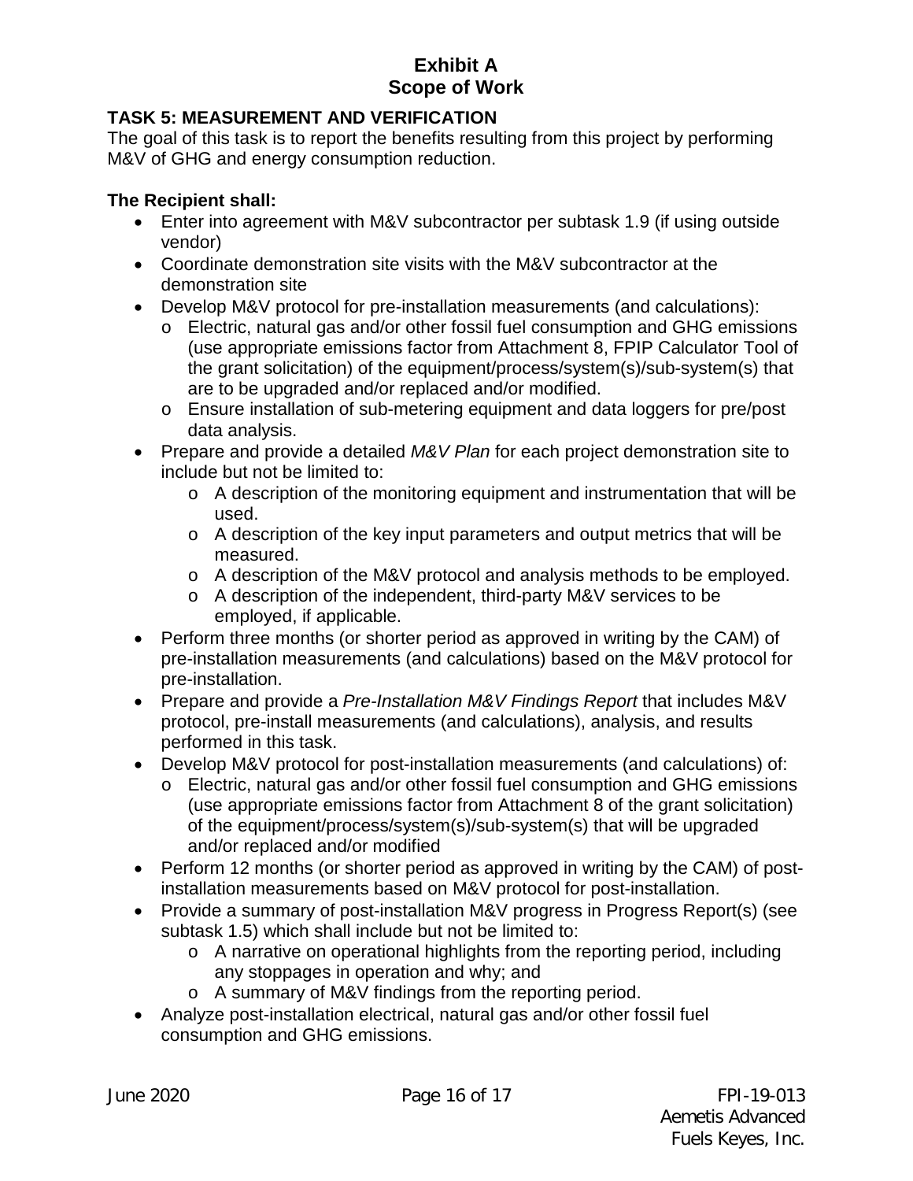# Exhibit A
# Scope of Work

## TASK 5: MEASUREMENT AND VERIFICATION

The goal of this task is to report the benefits resulting from this project by performing M&V of GHG and energy consumption reduction.

**The Recipient shall:**

- Enter into agreement with M&V subcontractor per subtask 1.9 (if using outside vendor)
- Coordinate demonstration site visits with the M&V subcontractor at the demonstration site
- Develop M&V protocol for pre-installation measurements (and calculations):
  - Electric, natural gas and/or other fossil fuel consumption and GHG emissions (use appropriate emissions factor from Attachment 8, FPIP Calculator Tool of the grant solicitation) of the equipment/process/system(s)/sub-system(s) that are to be upgraded and/or replaced and/or modified.
  - Ensure installation of sub-metering equipment and data loggers for pre/post data analysis.
- Prepare and provide a detailed *M&V Plan* for each project demonstration site to include but not be limited to:
  - A description of the monitoring equipment and instrumentation that will be used.
  - A description of the key input parameters and output metrics that will be measured.
  - A description of the M&V protocol and analysis methods to be employed.
  - A description of the independent, third-party M&V services to be employed, if applicable.
- Perform three months (or shorter period as approved in writing by the CAM) of pre-installation measurements (and calculations) based on the M&V protocol for pre-installation.
- Prepare and provide a *Pre-Installation M&V Findings Report* that includes M&V protocol, pre-install measurements (and calculations), analysis, and results performed in this task.
- Develop M&V protocol for post-installation measurements (and calculations) of:
  - Electric, natural gas and/or other fossil fuel consumption and GHG emissions (use appropriate emissions factor from Attachment 8 of the grant solicitation) of the equipment/process/system(s)/sub-system(s) that will be upgraded and/or replaced and/or modified
- Perform 12 months (or shorter period as approved in writing by the CAM) of post-installation measurements based on M&V protocol for post-installation.
- Provide a summary of post-installation M&V progress in Progress Report(s) (see subtask 1.5) which shall include but not be limited to:
  - A narrative on operational highlights from the reporting period, including any stoppages in operation and why; and
  - A summary of M&V findings from the reporting period.
- Analyze post-installation electrical, natural gas and/or other fossil fuel consumption and GHG emissions.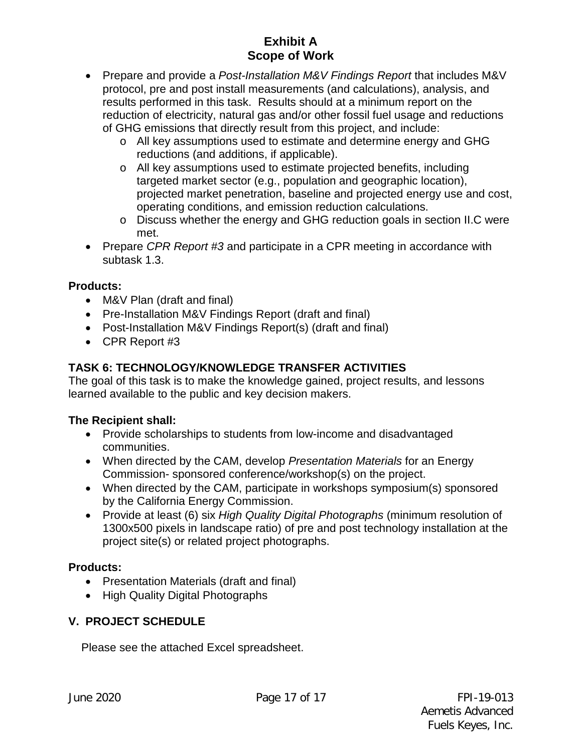- Prepare and provide a *Post-Installation M&V Findings Report* that includes M&V protocol, pre and post install measurements (and calculations), analysis, and results performed in this task. Results should at a minimum report on the reduction of electricity, natural gas and/or other fossil fuel usage and reductions of GHG emissions that directly result from this project, and include:
  - All key assumptions used to estimate and determine energy and GHG reductions (and additions, if applicable).
  - All key assumptions used to estimate projected benefits, including targeted market sector (e.g., population and geographic location), projected market penetration, baseline and projected energy use and cost, operating conditions, and emission reduction calculations.
  - Discuss whether the energy and GHG reduction goals in section II.C were met.
- Prepare *CPR Report #3* and participate in a CPR meeting in accordance with subtask 1.3.

**Products:**

- M&V Plan (draft and final)
- Pre-Installation M&V Findings Report (draft and final)
- Post-Installation M&V Findings Report(s) (draft and final)
- CPR Report #3

### TASK 6: TECHNOLOGY/KNOWLEDGE TRANSFER ACTIVITIES

The goal of this task is to make the knowledge gained, project results, and lessons learned available to the public and key decision makers.

**The Recipient shall:**

- Provide scholarships to students from low-income and disadvantaged communities.
- When directed by the CAM, develop *Presentation Materials* for an Energy Commission- sponsored conference/workshop(s) on the project.
- When directed by the CAM, participate in workshops symposium(s) sponsored by the California Energy Commission.
- Provide at least (6) six *High Quality Digital Photographs* (minimum resolution of 1300x500 pixels in landscape ratio) of pre and post technology installation at the project site(s) or related project photographs.

**Products:**

- Presentation Materials (draft and final)
- High Quality Digital Photographs

## V. PROJECT SCHEDULE

Please see the attached Excel spreadsheet.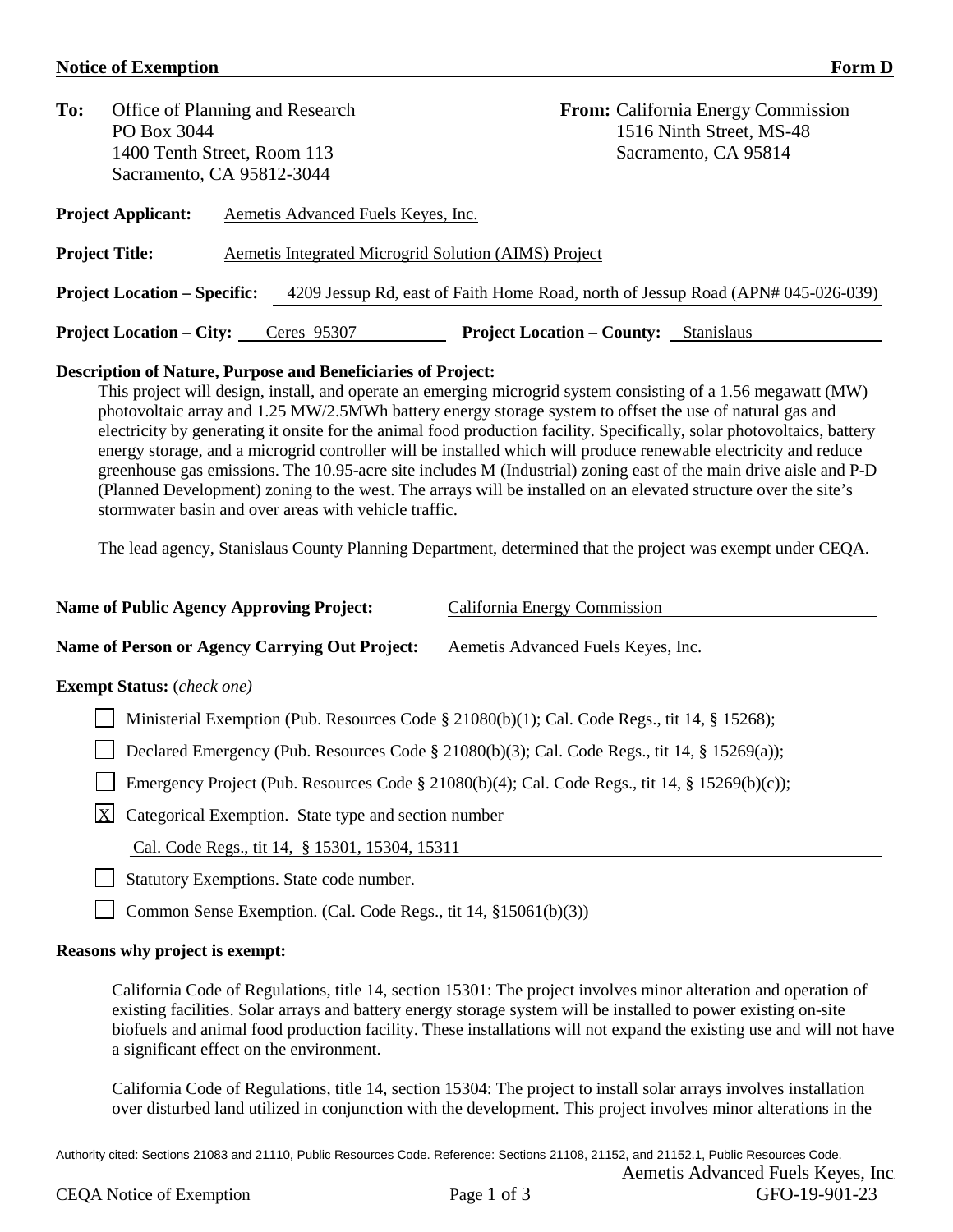**Notice of Exemption** **Form D**

**To:** Office of Planning and Research
PO Box 3044
1400 Tenth Street, Room 113
Sacramento, CA 95812-3044

**From:** California Energy Commission
1516 Ninth Street, MS-48
Sacramento, CA 95814

**Project Applicant:** Aemetis Advanced Fuels Keyes, Inc.

**Project Title:** Aemetis Integrated Microgrid Solution (AIMS) Project

**Project Location – Specific:** 4209 Jessup Rd, east of Faith Home Road, north of Jessup Road (APN# 045-026-039)

**Project Location – City:** Ceres 95307 **Project Location – County:** Stanislaus

**Description of Nature, Purpose and Beneficiaries of Project:**

This project will design, install, and operate an emerging microgrid system consisting of a 1.56 megawatt (MW) photovoltaic array and 1.25 MW/2.5MWh battery energy storage system to offset the use of natural gas and electricity by generating it onsite for the animal food production facility. Specifically, solar photovoltaics, battery energy storage, and a microgrid controller will be installed which will produce renewable electricity and reduce greenhouse gas emissions. The 10.95-acre site includes M (Industrial) zoning east of the main drive aisle and P-D (Planned Development) zoning to the west. The arrays will be installed on an elevated structure over the site's stormwater basin and over areas with vehicle traffic.

The lead agency, Stanislaus County Planning Department, determined that the project was exempt under CEQA.

**Name of Public Agency Approving Project:** California Energy Commission

**Name of Person or Agency Carrying Out Project:** Aemetis Advanced Fuels Keyes, Inc.

**Exempt Status:** (*check one)*

- [ ] Ministerial Exemption (Pub. Resources Code § 21080(b)(1); Cal. Code Regs., tit 14, § 15268);
- [ ] Declared Emergency (Pub. Resources Code § 21080(b)(3); Cal. Code Regs., tit 14, § 15269(a));
- [ ] Emergency Project (Pub. Resources Code § 21080(b)(4); Cal. Code Regs., tit 14, § 15269(b)(c));
- [X] Categorical Exemption. State type and section number

  Cal. Code Regs., tit 14, § 15301, 15304, 15311
- [ ] Statutory Exemptions. State code number.
- [ ] Common Sense Exemption. (Cal. Code Regs., tit 14, §15061(b)(3))

**Reasons why project is exempt:**

California Code of Regulations, title 14, section 15301: The project involves minor alteration and operation of existing facilities. Solar arrays and battery energy storage system will be installed to power existing on-site biofuels and animal food production facility. These installations will not expand the existing use and will not have a significant effect on the environment.

California Code of Regulations, title 14, section 15304: The project to install solar arrays involves installation over disturbed land utilized in conjunction with the development. This project involves minor alterations in the

Authority cited: Sections 21083 and 21110, Public Resources Code. Reference: Sections 21108, 21152, and 21152.1, Public Resources Code.

Aemetis Advanced Fuels Keyes, Inc.
CEQA Notice of Exemption GFO-19-901-23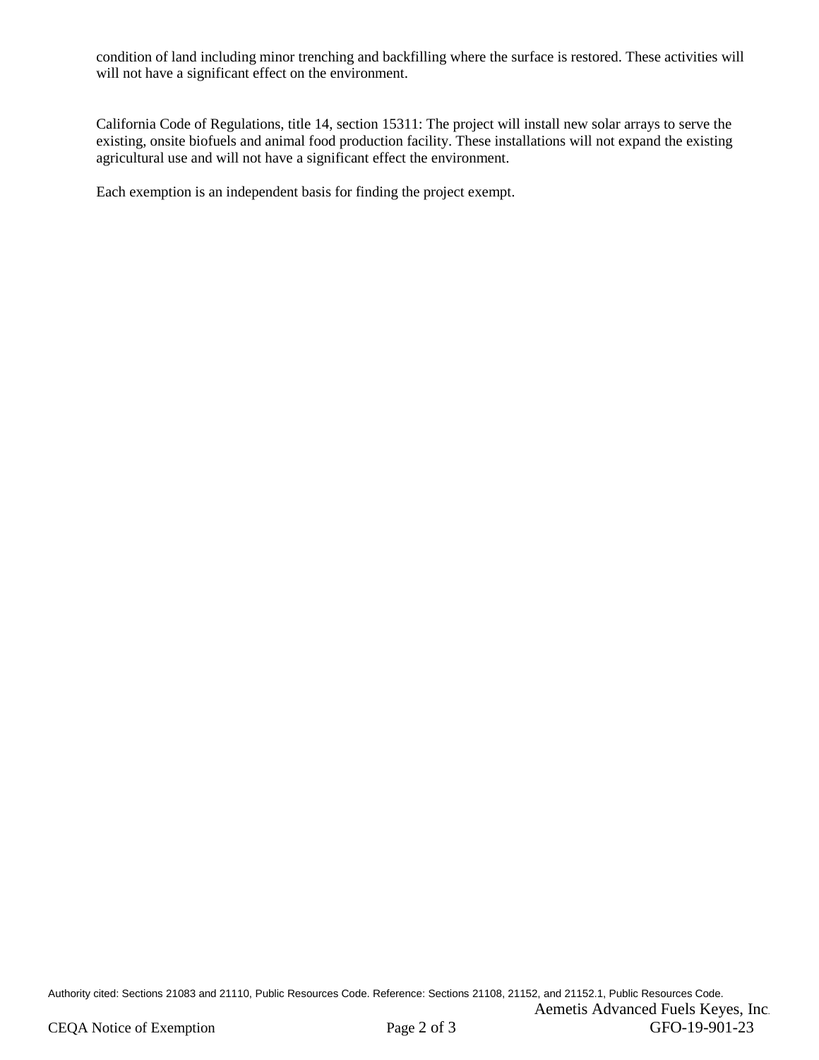condition of land including minor trenching and backfilling where the surface is restored. These activities will will not have a significant effect on the environment.

California Code of Regulations, title 14, section 15311: The project will install new solar arrays to serve the existing, onsite biofuels and animal food production facility. These installations will not expand the existing agricultural use and will not have a significant effect the environment.

Each exemption is an independent basis for finding the project exempt.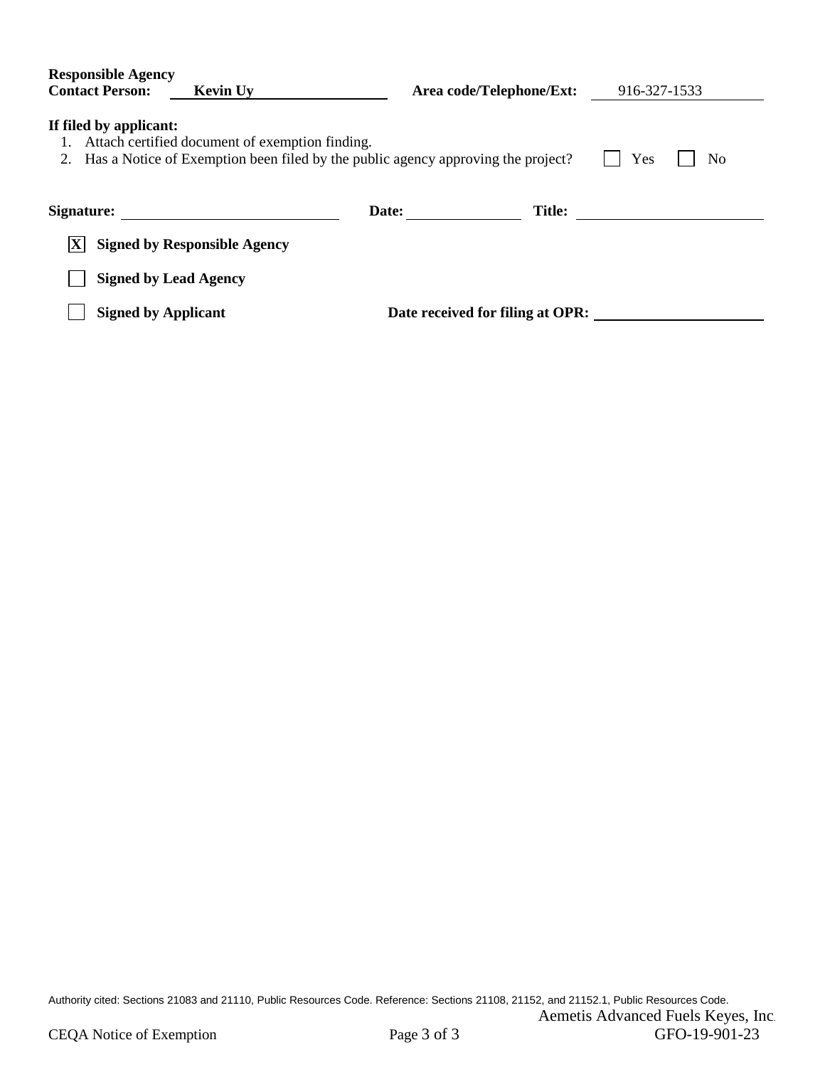**Responsible Agency Contact Person:** Kevin Uy **Area code/Telephone/Ext:** 916-327-1533

**If filed by applicant:**

1. Attach certified document of exemption finding.
2. Has a Notice of Exemption been filed by the public agency approving the project? ☐ Yes ☐ No

**Signature:** ____________________ **Date:** ____________ **Title:** ____________________

☒ **Signed by Responsible Agency**

☐ **Signed by Lead Agency**

☐ **Signed by Applicant** **Date received for filing at OPR:** ____________________

Authority cited: Sections 21083 and 21110, Public Resources Code. Reference: Sections 21108, 21152, and 21152.1, Public Resources Code.

Aemetis Advanced Fuels Keyes, Inc.

CEQA Notice of Exemption GFO-19-901-23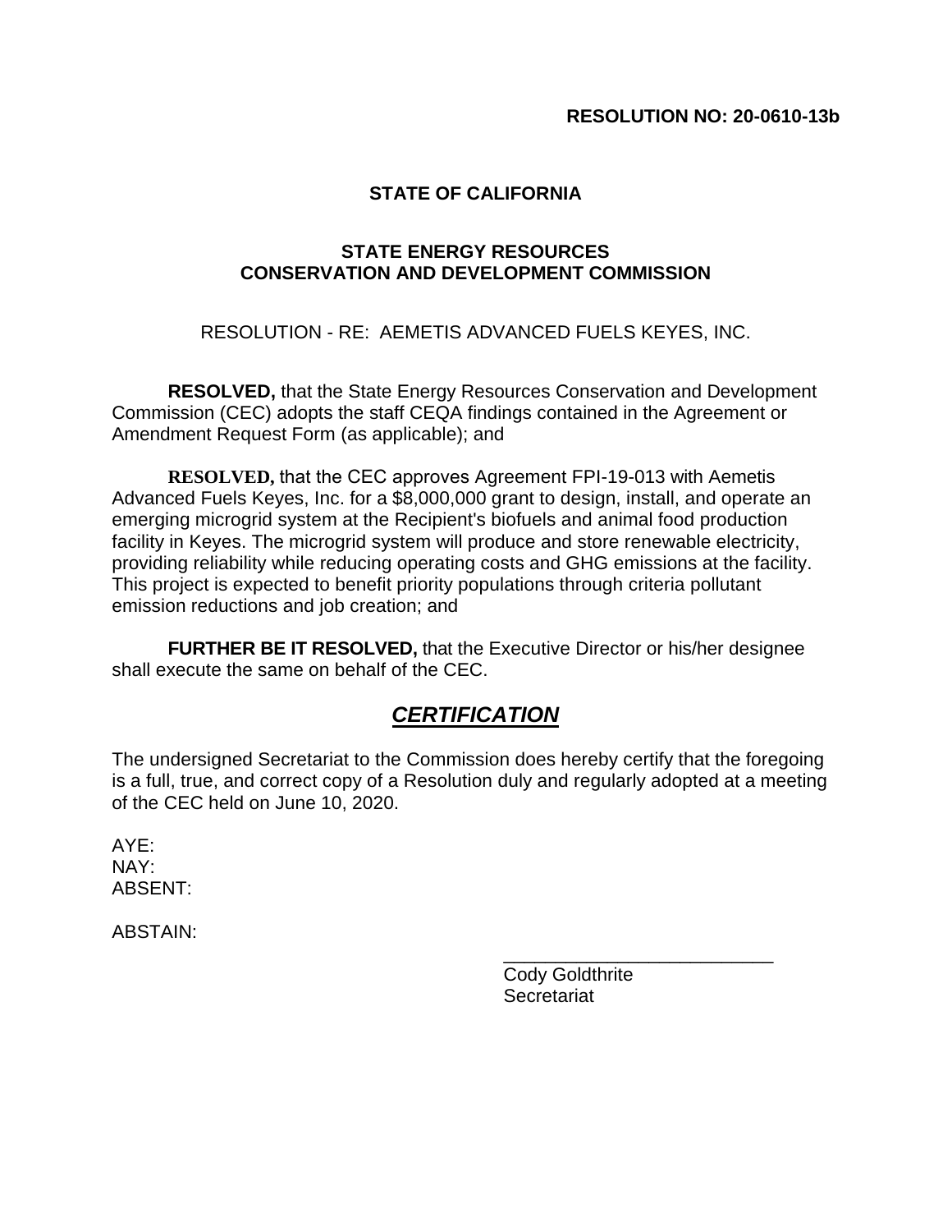**RESOLUTION NO: 20-0610-13b**

**STATE OF CALIFORNIA**

**STATE ENERGY RESOURCES CONSERVATION AND DEVELOPMENT COMMISSION**

RESOLUTION - RE: AEMETIS ADVANCED FUELS KEYES, INC.

**RESOLVED,** that the State Energy Resources Conservation and Development Commission (CEC) adopts the staff CEQA findings contained in the Agreement or Amendment Request Form (as applicable); and

**RESOLVED,** that the CEC approves Agreement FPI-19-013 with Aemetis Advanced Fuels Keyes, Inc. for a $8,000,000 grant to design, install, and operate an emerging microgrid system at the Recipient's biofuels and animal food production facility in Keyes. The microgrid system will produce and store renewable electricity, providing reliability while reducing operating costs and GHG emissions at the facility. This project is expected to benefit priority populations through criteria pollutant emission reductions and job creation; and

**FURTHER BE IT RESOLVED,** that the Executive Director or his/her designee shall execute the same on behalf of the CEC.

## ***CERTIFICATION***

The undersigned Secretariat to the Commission does hereby certify that the foregoing is a full, true, and correct copy of a Resolution duly and regularly adopted at a meeting of the CEC held on June 10, 2020.

AYE:
NAY:
ABSENT:

ABSTAIN:

___________________________
Cody Goldthrite
Secretariat